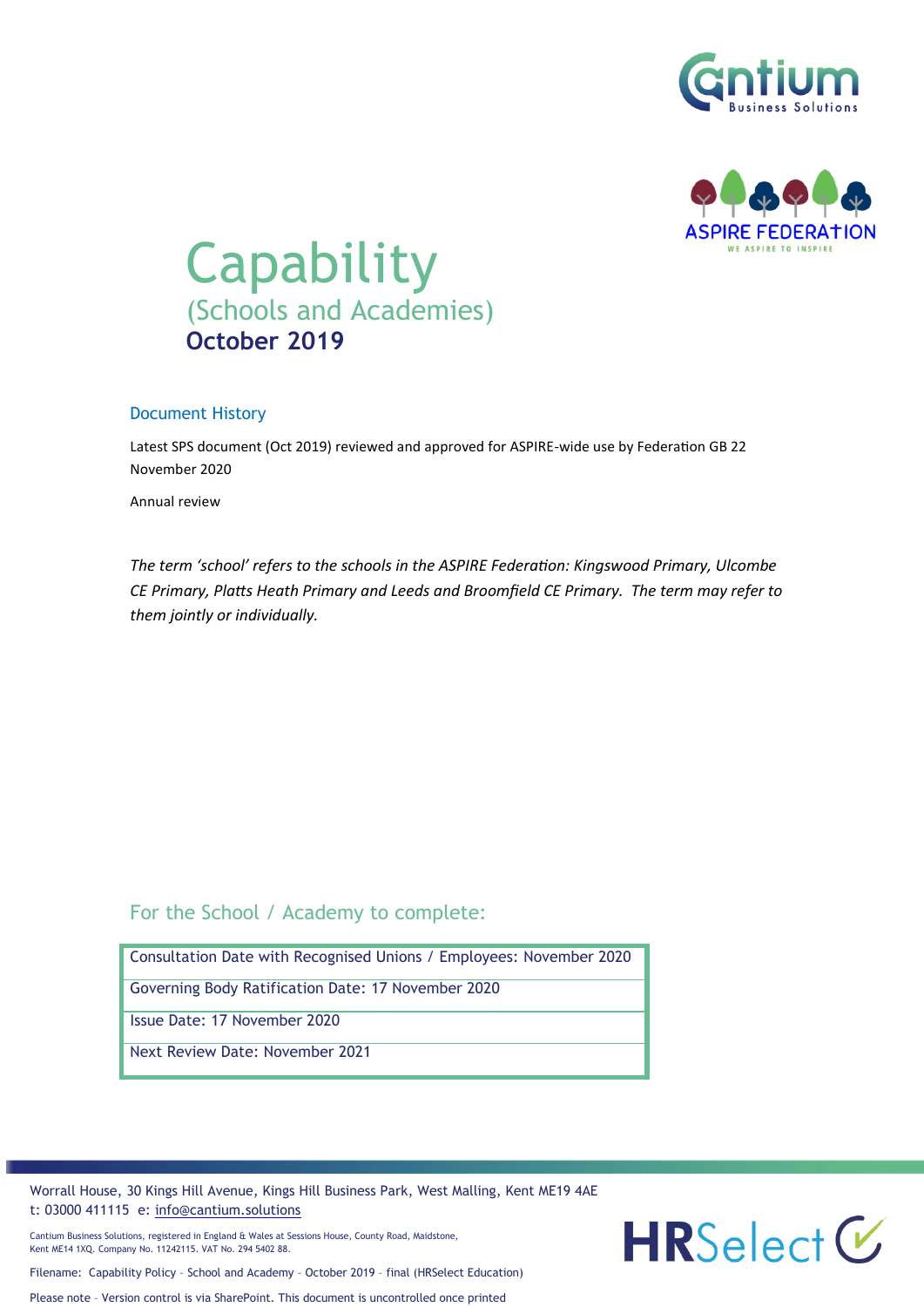# Capability

## (Schools and Academies)

**October 2019**

### Document History

Latest SPS document (Oct 2019) reviewed and approved for ASPIRE-wide use by Federation GB 22 November 2020

Annual review

*The term 'school' refers to the schools in the ASPIRE Federation: Kingswood Primary, Ulcombe CE Primary, Platts Heath Primary and Leeds and Broomfield CE Primary. The term may refer to them jointly or individually.*

### For the School / Academy to complete:

| |
|---|
| Consultation Date with Recognised Unions / Employees: November 2020 |
| Governing Body Ratification Date: 17 November 2020 |
| Issue Date: 17 November 2020 |
| Next Review Date: November 2021 |

Worrall House, 30 Kings Hill Avenue, Kings Hill Business Park, West Malling, Kent ME19 4AE
t: 03000 411115 e: info@cantium.solutions

Cantium Business Solutions, registered in England & Wales at Sessions House, County Road, Maidstone, Kent ME14 1XQ. Company No. 11242115. VAT No. 294 5402 88.

Filename: Capability Policy - School and Academy - October 2019 - final (HRSelect Education)

Please note - Version control is via SharePoint. This document is uncontrolled once printed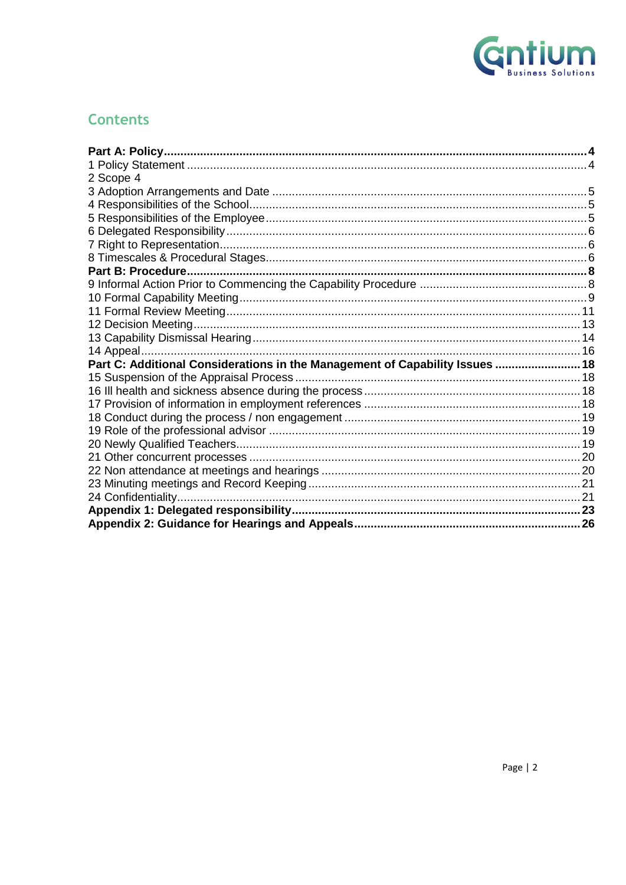## Contents

**Part A: Policy** .......... **4**
1 Policy Statement .......... 4
2 Scope 4
3 Adoption Arrangements and Date .......... 5
4 Responsibilities of the School .......... 5
5 Responsibilities of the Employee .......... 5
6 Delegated Responsibility .......... 6
7 Right to Representation .......... 6
8 Timescales & Procedural Stages .......... 6
**Part B: Procedure** .......... **8**
9 Informal Action Prior to Commencing the Capability Procedure .......... 8
10 Formal Capability Meeting .......... 9
11 Formal Review Meeting .......... 11
12 Decision Meeting .......... 13
13 Capability Dismissal Hearing .......... 14
14 Appeal .......... 16
**Part C: Additional Considerations in the Management of Capability Issues** .......... **18**
15 Suspension of the Appraisal Process .......... 18
16 Ill health and sickness absence during the process .......... 18
17 Provision of information in employment references .......... 18
18 Conduct during the process / non engagement .......... 19
19 Role of the professional advisor .......... 19
20 Newly Qualified Teachers .......... 19
21 Other concurrent processes .......... 20
22 Non attendance at meetings and hearings .......... 20
23 Minuting meetings and Record Keeping .......... 21
24 Confidentiality .......... 21
**Appendix 1: Delegated responsibility** .......... **23**
**Appendix 2: Guidance for Hearings and Appeals** .......... **26**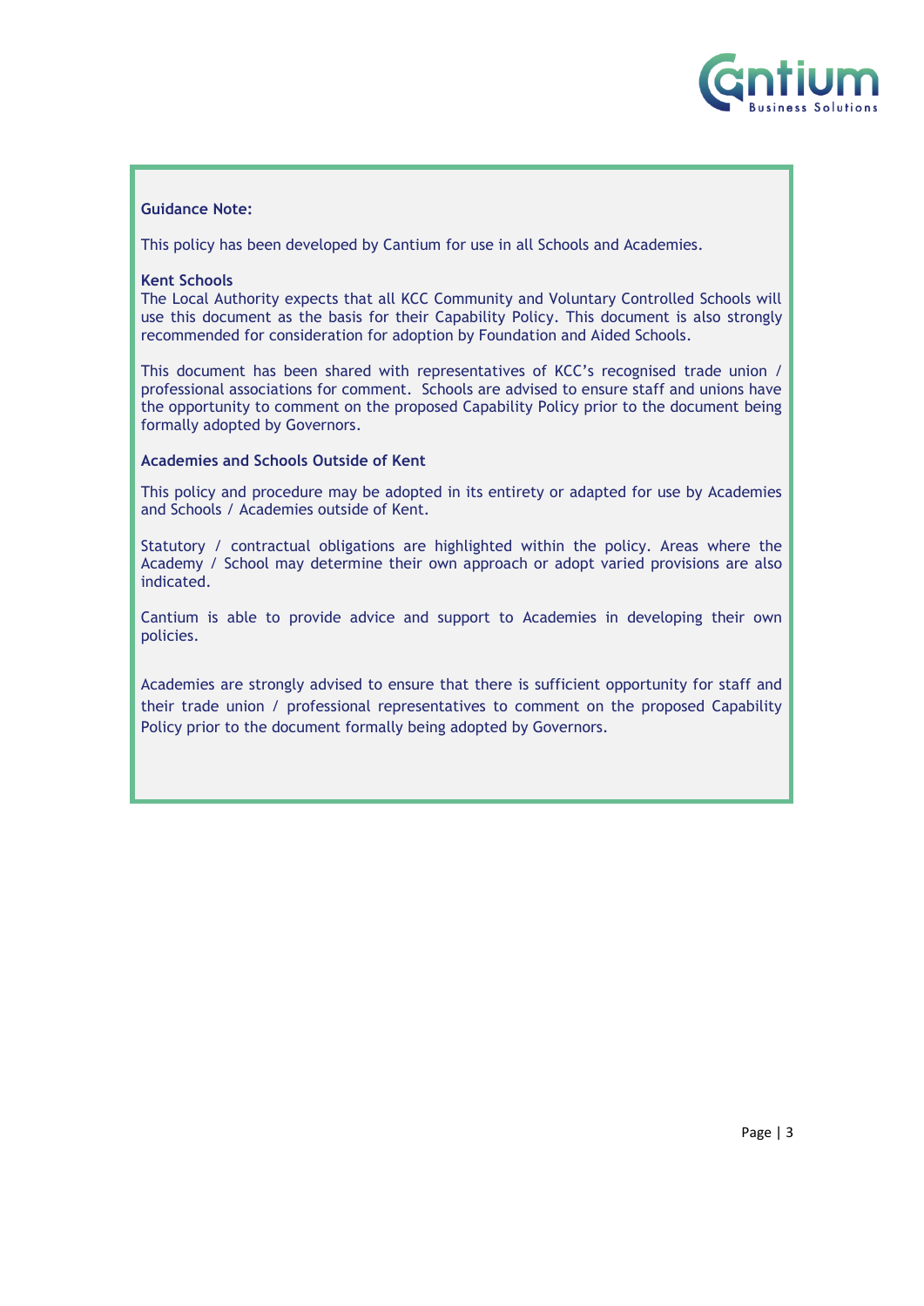**Guidance Note:**

This policy has been developed by Cantium for use in all Schools and Academies.

**Kent Schools**

The Local Authority expects that all KCC Community and Voluntary Controlled Schools will use this document as the basis for their Capability Policy. This document is also strongly recommended for consideration for adoption by Foundation and Aided Schools.

This document has been shared with representatives of KCC's recognised trade union / professional associations for comment. Schools are advised to ensure staff and unions have the opportunity to comment on the proposed Capability Policy prior to the document being formally adopted by Governors.

**Academies and Schools Outside of Kent**

This policy and procedure may be adopted in its entirety or adapted for use by Academies and Schools / Academies outside of Kent.

Statutory / contractual obligations are highlighted within the policy. Areas where the Academy / School may determine their own approach or adopt varied provisions are also indicated.

Cantium is able to provide advice and support to Academies in developing their own policies.

Academies are strongly advised to ensure that there is sufficient opportunity for staff and their trade union / professional representatives to comment on the proposed Capability Policy prior to the document formally being adopted by Governors.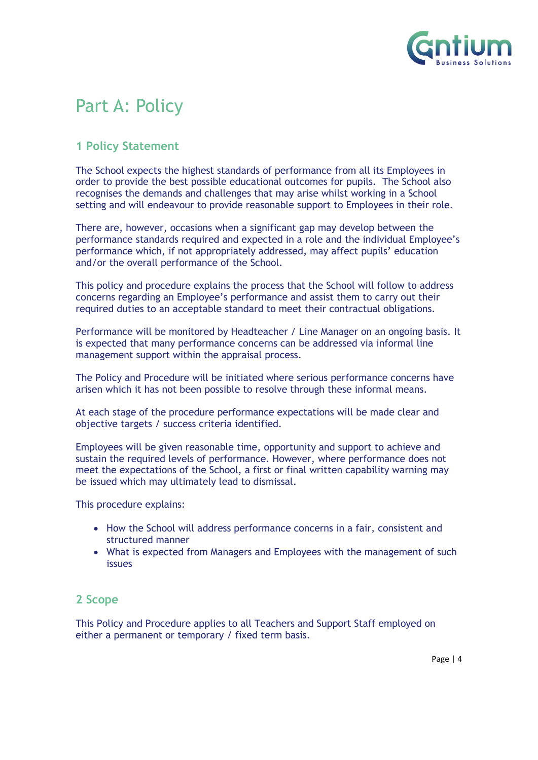# Part A: Policy

## 1 Policy Statement

The School expects the highest standards of performance from all its Employees in order to provide the best possible educational outcomes for pupils. The School also recognises the demands and challenges that may arise whilst working in a School setting and will endeavour to provide reasonable support to Employees in their role.

There are, however, occasions when a significant gap may develop between the performance standards required and expected in a role and the individual Employee's performance which, if not appropriately addressed, may affect pupils' education and/or the overall performance of the School.

This policy and procedure explains the process that the School will follow to address concerns regarding an Employee's performance and assist them to carry out their required duties to an acceptable standard to meet their contractual obligations.

Performance will be monitored by Headteacher / Line Manager on an ongoing basis. It is expected that many performance concerns can be addressed via informal line management support within the appraisal process.

The Policy and Procedure will be initiated where serious performance concerns have arisen which it has not been possible to resolve through these informal means.

At each stage of the procedure performance expectations will be made clear and objective targets / success criteria identified.

Employees will be given reasonable time, opportunity and support to achieve and sustain the required levels of performance. However, where performance does not meet the expectations of the School, a first or final written capability warning may be issued which may ultimately lead to dismissal.

This procedure explains:

- How the School will address performance concerns in a fair, consistent and structured manner
- What is expected from Managers and Employees with the management of such issues

## 2 Scope

This Policy and Procedure applies to all Teachers and Support Staff employed on either a permanent or temporary / fixed term basis.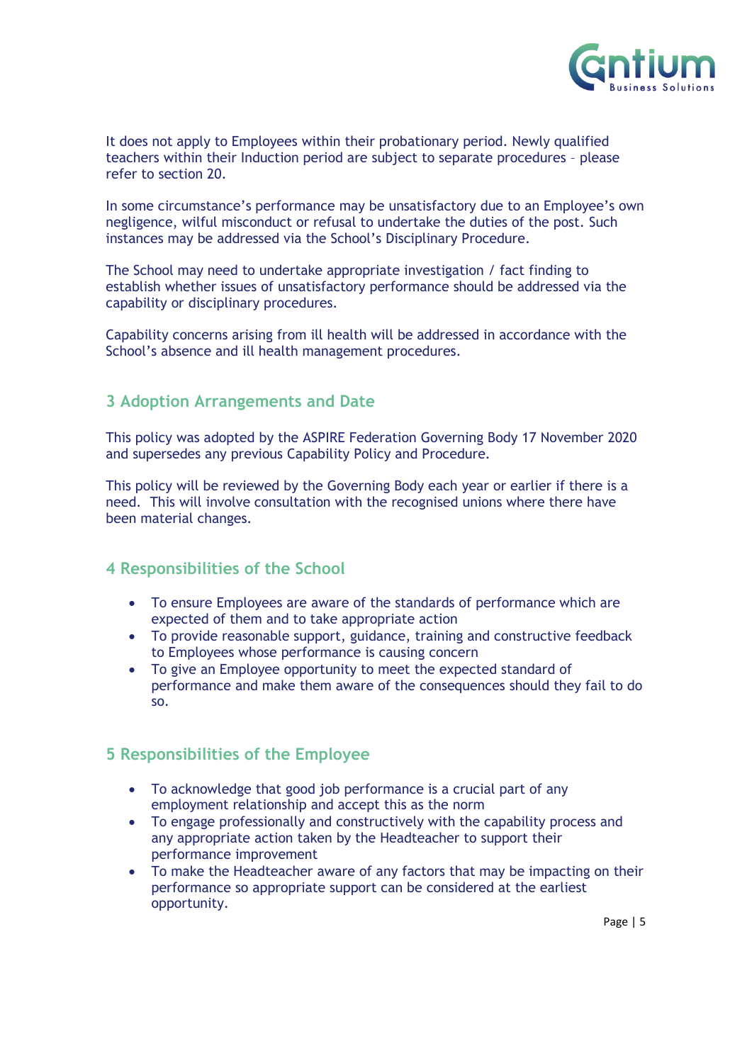It does not apply to Employees within their probationary period. Newly qualified teachers within their Induction period are subject to separate procedures – please refer to section 20.

In some circumstance's performance may be unsatisfactory due to an Employee's own negligence, wilful misconduct or refusal to undertake the duties of the post. Such instances may be addressed via the School's Disciplinary Procedure.

The School may need to undertake appropriate investigation / fact finding to establish whether issues of unsatisfactory performance should be addressed via the capability or disciplinary procedures.

Capability concerns arising from ill health will be addressed in accordance with the School's absence and ill health management procedures.

## 3 Adoption Arrangements and Date

This policy was adopted by the ASPIRE Federation Governing Body 17 November 2020 and supersedes any previous Capability Policy and Procedure.

This policy will be reviewed by the Governing Body each year or earlier if there is a need. This will involve consultation with the recognised unions where there have been material changes.

## 4 Responsibilities of the School

- To ensure Employees are aware of the standards of performance which are expected of them and to take appropriate action
- To provide reasonable support, guidance, training and constructive feedback to Employees whose performance is causing concern
- To give an Employee opportunity to meet the expected standard of performance and make them aware of the consequences should they fail to do so.

## 5 Responsibilities of the Employee

- To acknowledge that good job performance is a crucial part of any employment relationship and accept this as the norm
- To engage professionally and constructively with the capability process and any appropriate action taken by the Headteacher to support their performance improvement
- To make the Headteacher aware of any factors that may be impacting on their performance so appropriate support can be considered at the earliest opportunity.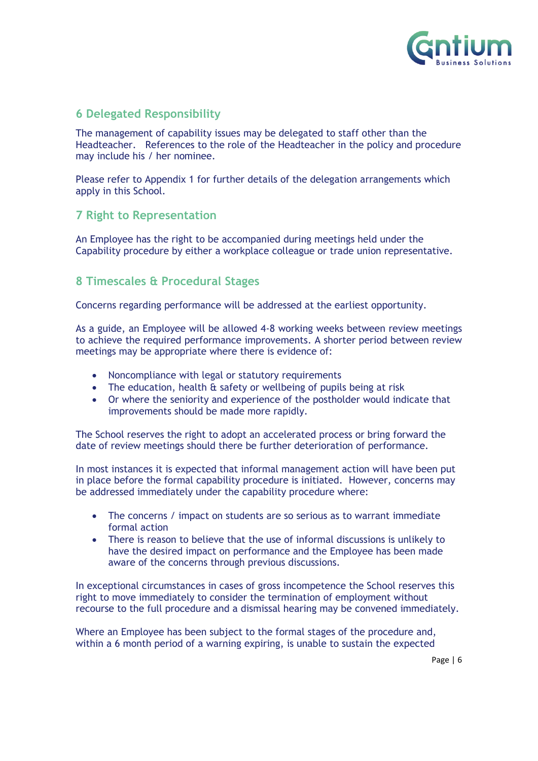## 6 Delegated Responsibility

The management of capability issues may be delegated to staff other than the Headteacher. References to the role of the Headteacher in the policy and procedure may include his / her nominee.

Please refer to Appendix 1 for further details of the delegation arrangements which apply in this School.

## 7 Right to Representation

An Employee has the right to be accompanied during meetings held under the Capability procedure by either a workplace colleague or trade union representative.

## 8 Timescales & Procedural Stages

Concerns regarding performance will be addressed at the earliest opportunity.

As a guide, an Employee will be allowed 4-8 working weeks between review meetings to achieve the required performance improvements. A shorter period between review meetings may be appropriate where there is evidence of:

- Noncompliance with legal or statutory requirements
- The education, health & safety or wellbeing of pupils being at risk
- Or where the seniority and experience of the postholder would indicate that improvements should be made more rapidly.

The School reserves the right to adopt an accelerated process or bring forward the date of review meetings should there be further deterioration of performance.

In most instances it is expected that informal management action will have been put in place before the formal capability procedure is initiated. However, concerns may be addressed immediately under the capability procedure where:

- The concerns / impact on students are so serious as to warrant immediate formal action
- There is reason to believe that the use of informal discussions is unlikely to have the desired impact on performance and the Employee has been made aware of the concerns through previous discussions.

In exceptional circumstances in cases of gross incompetence the School reserves this right to move immediately to consider the termination of employment without recourse to the full procedure and a dismissal hearing may be convened immediately.

Where an Employee has been subject to the formal stages of the procedure and, within a 6 month period of a warning expiring, is unable to sustain the expected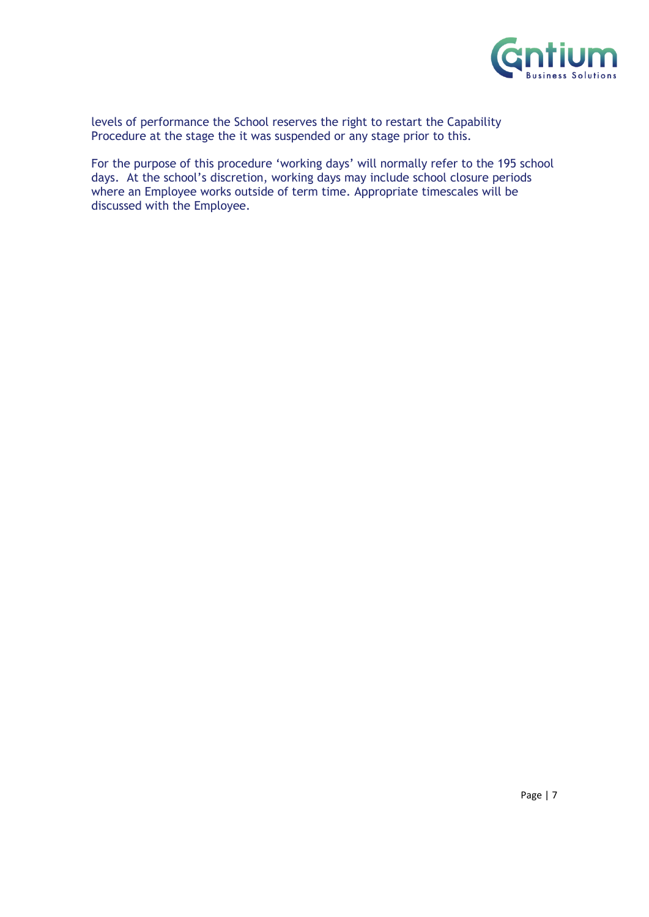levels of performance the School reserves the right to restart the Capability Procedure at the stage the it was suspended or any stage prior to this.

For the purpose of this procedure 'working days' will normally refer to the 195 school days. At the school's discretion, working days may include school closure periods where an Employee works outside of term time. Appropriate timescales will be discussed with the Employee.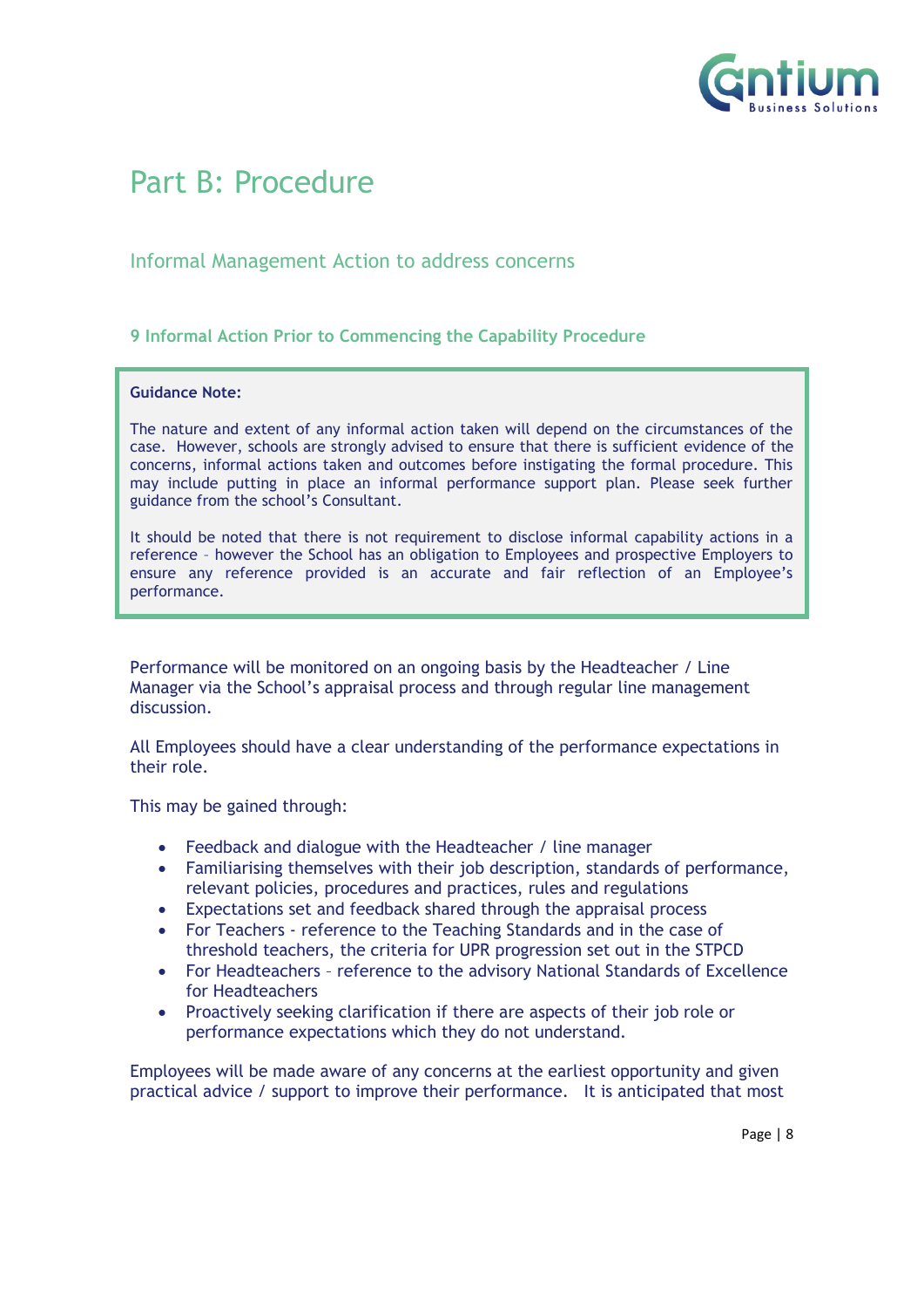# Part B: Procedure

## Informal Management Action to address concerns

### 9 Informal Action Prior to Commencing the Capability Procedure

> **Guidance Note:**
>
> The nature and extent of any informal action taken will depend on the circumstances of the case. However, schools are strongly advised to ensure that there is sufficient evidence of the concerns, informal actions taken and outcomes before instigating the formal procedure. This may include putting in place an informal performance support plan. Please seek further guidance from the school's Consultant.
>
> It should be noted that there is not requirement to disclose informal capability actions in a reference – however the School has an obligation to Employees and prospective Employers to ensure any reference provided is an accurate and fair reflection of an Employee's performance.

Performance will be monitored on an ongoing basis by the Headteacher / Line Manager via the School's appraisal process and through regular line management discussion.

All Employees should have a clear understanding of the performance expectations in their role.

This may be gained through:

- Feedback and dialogue with the Headteacher / line manager
- Familiarising themselves with their job description, standards of performance, relevant policies, procedures and practices, rules and regulations
- Expectations set and feedback shared through the appraisal process
- For Teachers - reference to the Teaching Standards and in the case of threshold teachers, the criteria for UPR progression set out in the STPCD
- For Headteachers – reference to the advisory National Standards of Excellence for Headteachers
- Proactively seeking clarification if there are aspects of their job role or performance expectations which they do not understand.

Employees will be made aware of any concerns at the earliest opportunity and given practical advice / support to improve their performance. It is anticipated that most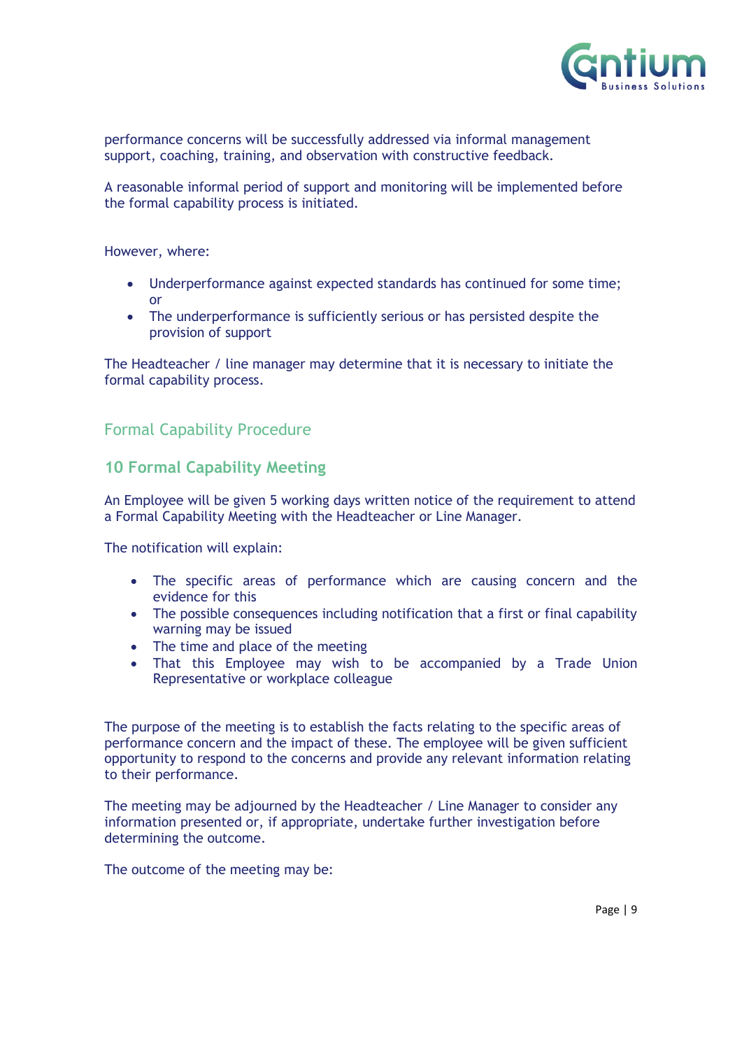performance concerns will be successfully addressed via informal management support, coaching, training, and observation with constructive feedback.

A reasonable informal period of support and monitoring will be implemented before the formal capability process is initiated.

However, where:

- Underperformance against expected standards has continued for some time; or
- The underperformance is sufficiently serious or has persisted despite the provision of support

The Headteacher / line manager may determine that it is necessary to initiate the formal capability process.

## Formal Capability Procedure

### 10 Formal Capability Meeting

An Employee will be given 5 working days written notice of the requirement to attend a Formal Capability Meeting with the Headteacher or Line Manager.

The notification will explain:

- The specific areas of performance which are causing concern and the evidence for this
- The possible consequences including notification that a first or final capability warning may be issued
- The time and place of the meeting
- That this Employee may wish to be accompanied by a Trade Union Representative or workplace colleague

The purpose of the meeting is to establish the facts relating to the specific areas of performance concern and the impact of these. The employee will be given sufficient opportunity to respond to the concerns and provide any relevant information relating to their performance.

The meeting may be adjourned by the Headteacher / Line Manager to consider any information presented or, if appropriate, undertake further investigation before determining the outcome.

The outcome of the meeting may be: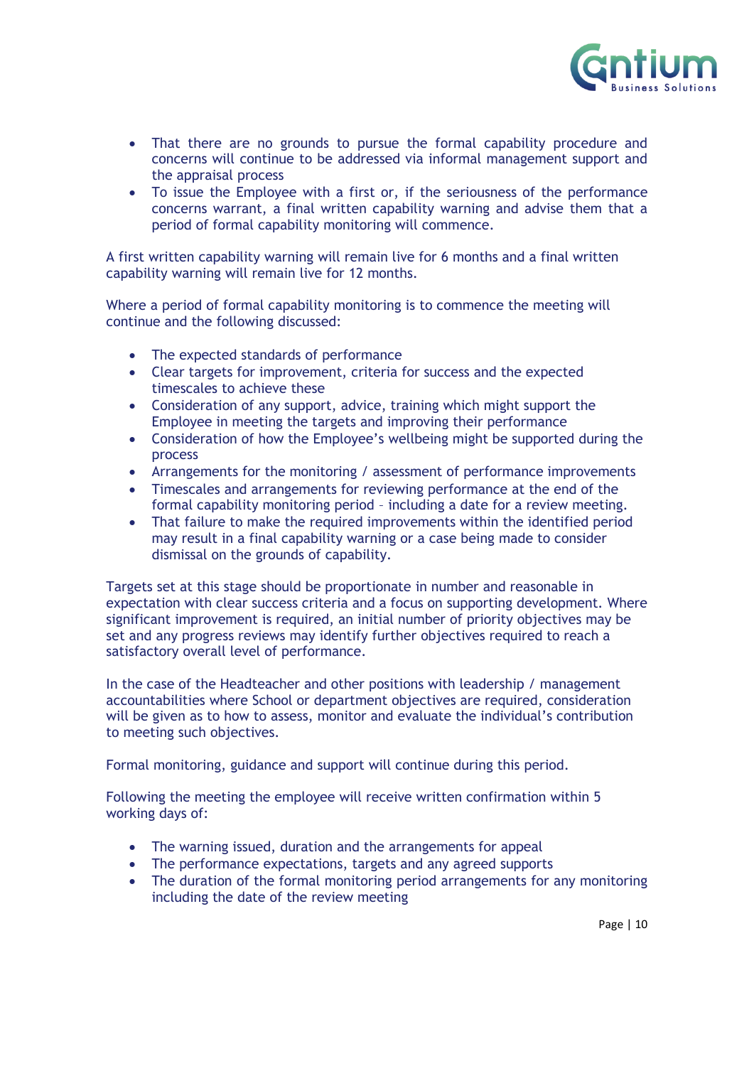- That there are no grounds to pursue the formal capability procedure and concerns will continue to be addressed via informal management support and the appraisal process
- To issue the Employee with a first or, if the seriousness of the performance concerns warrant, a final written capability warning and advise them that a period of formal capability monitoring will commence.

A first written capability warning will remain live for 6 months and a final written capability warning will remain live for 12 months.

Where a period of formal capability monitoring is to commence the meeting will continue and the following discussed:

- The expected standards of performance
- Clear targets for improvement, criteria for success and the expected timescales to achieve these
- Consideration of any support, advice, training which might support the Employee in meeting the targets and improving their performance
- Consideration of how the Employee's wellbeing might be supported during the process
- Arrangements for the monitoring / assessment of performance improvements
- Timescales and arrangements for reviewing performance at the end of the formal capability monitoring period – including a date for a review meeting.
- That failure to make the required improvements within the identified period may result in a final capability warning or a case being made to consider dismissal on the grounds of capability.

Targets set at this stage should be proportionate in number and reasonable in expectation with clear success criteria and a focus on supporting development. Where significant improvement is required, an initial number of priority objectives may be set and any progress reviews may identify further objectives required to reach a satisfactory overall level of performance.

In the case of the Headteacher and other positions with leadership / management accountabilities where School or department objectives are required, consideration will be given as to how to assess, monitor and evaluate the individual's contribution to meeting such objectives.

Formal monitoring, guidance and support will continue during this period.

Following the meeting the employee will receive written confirmation within 5 working days of:

- The warning issued, duration and the arrangements for appeal
- The performance expectations, targets and any agreed supports
- The duration of the formal monitoring period arrangements for any monitoring including the date of the review meeting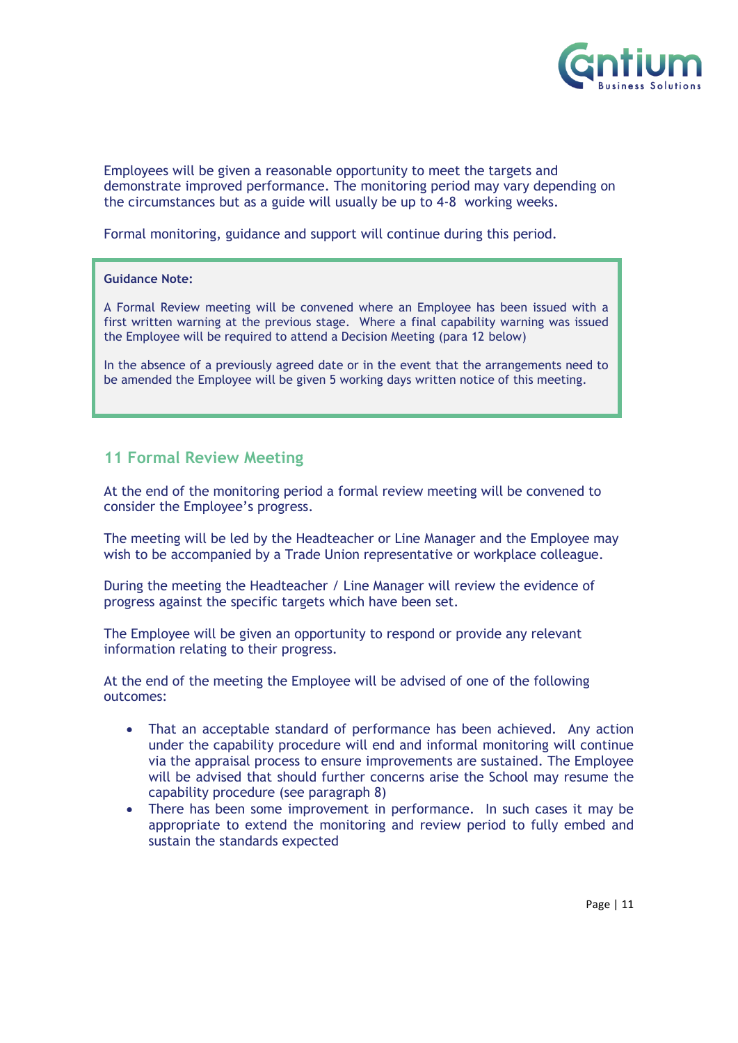Employees will be given a reasonable opportunity to meet the targets and demonstrate improved performance. The monitoring period may vary depending on the circumstances but as a guide will usually be up to 4-8 working weeks.

Formal monitoring, guidance and support will continue during this period.

> **Guidance Note:**
>
> A Formal Review meeting will be convened where an Employee has been issued with a first written warning at the previous stage. Where a final capability warning was issued the Employee will be required to attend a Decision Meeting (para 12 below)
>
> In the absence of a previously agreed date or in the event that the arrangements need to be amended the Employee will be given 5 working days written notice of this meeting.

## 11 Formal Review Meeting

At the end of the monitoring period a formal review meeting will be convened to consider the Employee's progress.

The meeting will be led by the Headteacher or Line Manager and the Employee may wish to be accompanied by a Trade Union representative or workplace colleague.

During the meeting the Headteacher / Line Manager will review the evidence of progress against the specific targets which have been set.

The Employee will be given an opportunity to respond or provide any relevant information relating to their progress.

At the end of the meeting the Employee will be advised of one of the following outcomes:

- That an acceptable standard of performance has been achieved. Any action under the capability procedure will end and informal monitoring will continue via the appraisal process to ensure improvements are sustained. The Employee will be advised that should further concerns arise the School may resume the capability procedure (see paragraph 8)
- There has been some improvement in performance. In such cases it may be appropriate to extend the monitoring and review period to fully embed and sustain the standards expected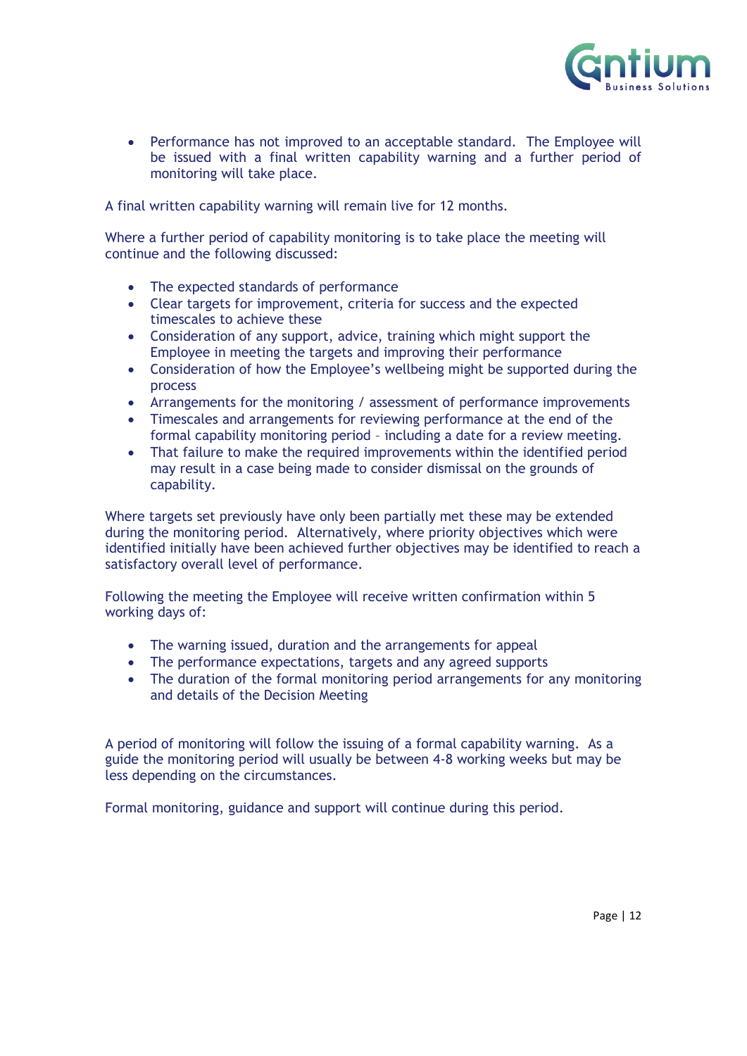- Performance has not improved to an acceptable standard. The Employee will be issued with a final written capability warning and a further period of monitoring will take place.

A final written capability warning will remain live for 12 months.

Where a further period of capability monitoring is to take place the meeting will continue and the following discussed:

- The expected standards of performance
- Clear targets for improvement, criteria for success and the expected timescales to achieve these
- Consideration of any support, advice, training which might support the Employee in meeting the targets and improving their performance
- Consideration of how the Employee's wellbeing might be supported during the process
- Arrangements for the monitoring / assessment of performance improvements
- Timescales and arrangements for reviewing performance at the end of the formal capability monitoring period – including a date for a review meeting.
- That failure to make the required improvements within the identified period may result in a case being made to consider dismissal on the grounds of capability.

Where targets set previously have only been partially met these may be extended during the monitoring period. Alternatively, where priority objectives which were identified initially have been achieved further objectives may be identified to reach a satisfactory overall level of performance.

Following the meeting the Employee will receive written confirmation within 5 working days of:

- The warning issued, duration and the arrangements for appeal
- The performance expectations, targets and any agreed supports
- The duration of the formal monitoring period arrangements for any monitoring and details of the Decision Meeting

A period of monitoring will follow the issuing of a formal capability warning. As a guide the monitoring period will usually be between 4-8 working weeks but may be less depending on the circumstances.

Formal monitoring, guidance and support will continue during this period.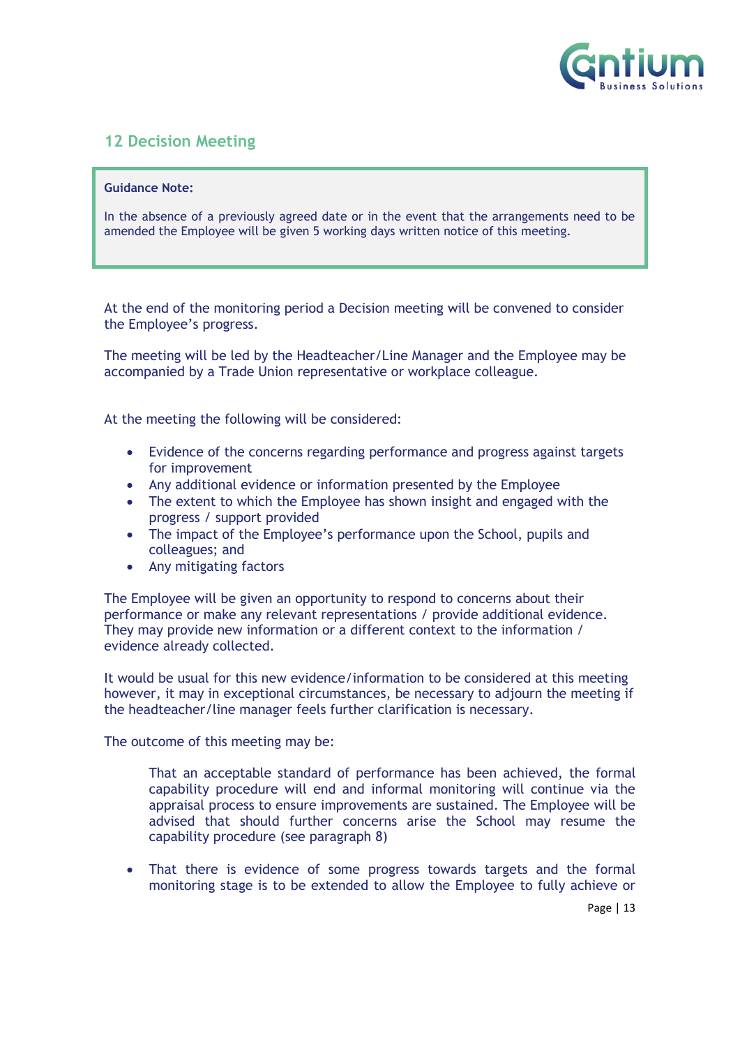## 12 Decision Meeting

> **Guidance Note:**
>
> In the absence of a previously agreed date or in the event that the arrangements need to be amended the Employee will be given 5 working days written notice of this meeting.

At the end of the monitoring period a Decision meeting will be convened to consider the Employee's progress.

The meeting will be led by the Headteacher/Line Manager and the Employee may be accompanied by a Trade Union representative or workplace colleague.

At the meeting the following will be considered:

- Evidence of the concerns regarding performance and progress against targets for improvement
- Any additional evidence or information presented by the Employee
- The extent to which the Employee has shown insight and engaged with the progress / support provided
- The impact of the Employee's performance upon the School, pupils and colleagues; and
- Any mitigating factors

The Employee will be given an opportunity to respond to concerns about their performance or make any relevant representations / provide additional evidence. They may provide new information or a different context to the information / evidence already collected.

It would be usual for this new evidence/information to be considered at this meeting however, it may in exceptional circumstances, be necessary to adjourn the meeting if the headteacher/line manager feels further clarification is necessary.

The outcome of this meeting may be:

That an acceptable standard of performance has been achieved, the formal capability procedure will end and informal monitoring will continue via the appraisal process to ensure improvements are sustained. The Employee will be advised that should further concerns arise the School may resume the capability procedure (see paragraph 8)

- That there is evidence of some progress towards targets and the formal monitoring stage is to be extended to allow the Employee to fully achieve or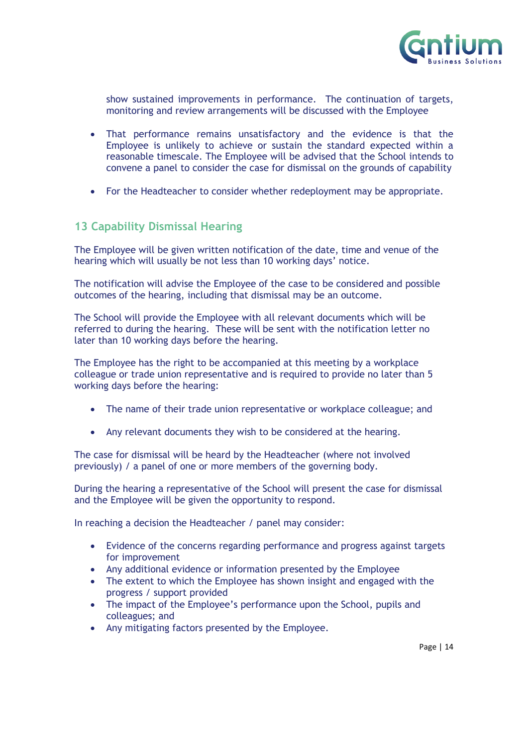show sustained improvements in performance. The continuation of targets, monitoring and review arrangements will be discussed with the Employee

- That performance remains unsatisfactory and the evidence is that the Employee is unlikely to achieve or sustain the standard expected within a reasonable timescale. The Employee will be advised that the School intends to convene a panel to consider the case for dismissal on the grounds of capability

- For the Headteacher to consider whether redeployment may be appropriate.

## 13 Capability Dismissal Hearing

The Employee will be given written notification of the date, time and venue of the hearing which will usually be not less than 10 working days' notice.

The notification will advise the Employee of the case to be considered and possible outcomes of the hearing, including that dismissal may be an outcome.

The School will provide the Employee with all relevant documents which will be referred to during the hearing. These will be sent with the notification letter no later than 10 working days before the hearing.

The Employee has the right to be accompanied at this meeting by a workplace colleague or trade union representative and is required to provide no later than 5 working days before the hearing:

- The name of their trade union representative or workplace colleague; and

- Any relevant documents they wish to be considered at the hearing.

The case for dismissal will be heard by the Headteacher (where not involved previously) / a panel of one or more members of the governing body.

During the hearing a representative of the School will present the case for dismissal and the Employee will be given the opportunity to respond.

In reaching a decision the Headteacher / panel may consider:

- Evidence of the concerns regarding performance and progress against targets for improvement
- Any additional evidence or information presented by the Employee
- The extent to which the Employee has shown insight and engaged with the progress / support provided
- The impact of the Employee's performance upon the School, pupils and colleagues; and
- Any mitigating factors presented by the Employee.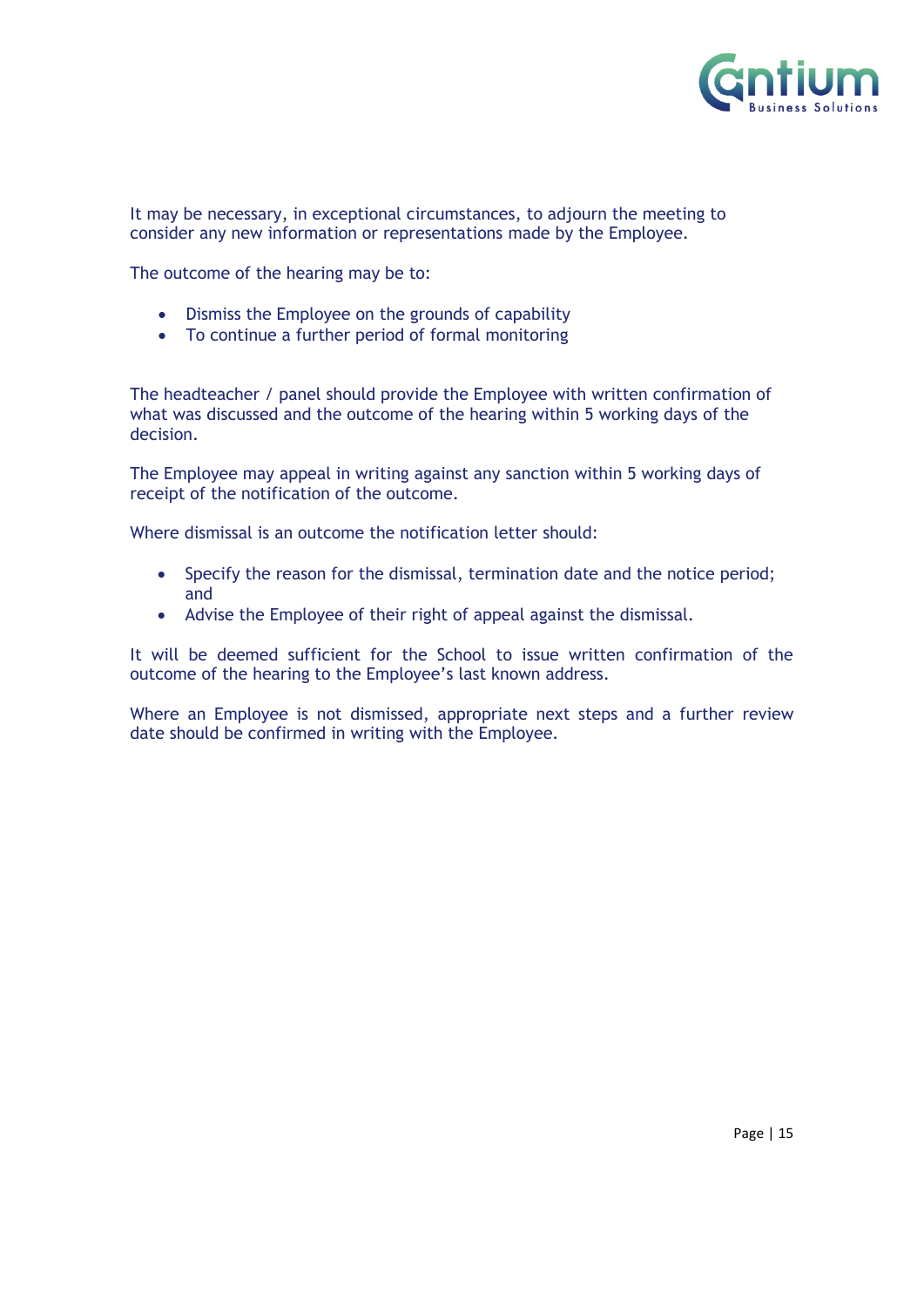It may be necessary, in exceptional circumstances, to adjourn the meeting to consider any new information or representations made by the Employee.

The outcome of the hearing may be to:

- Dismiss the Employee on the grounds of capability
- To continue a further period of formal monitoring

The headteacher / panel should provide the Employee with written confirmation of what was discussed and the outcome of the hearing within 5 working days of the decision.

The Employee may appeal in writing against any sanction within 5 working days of receipt of the notification of the outcome.

Where dismissal is an outcome the notification letter should:

- Specify the reason for the dismissal, termination date and the notice period; and
- Advise the Employee of their right of appeal against the dismissal.

It will be deemed sufficient for the School to issue written confirmation of the outcome of the hearing to the Employee's last known address.

Where an Employee is not dismissed, appropriate next steps and a further review date should be confirmed in writing with the Employee.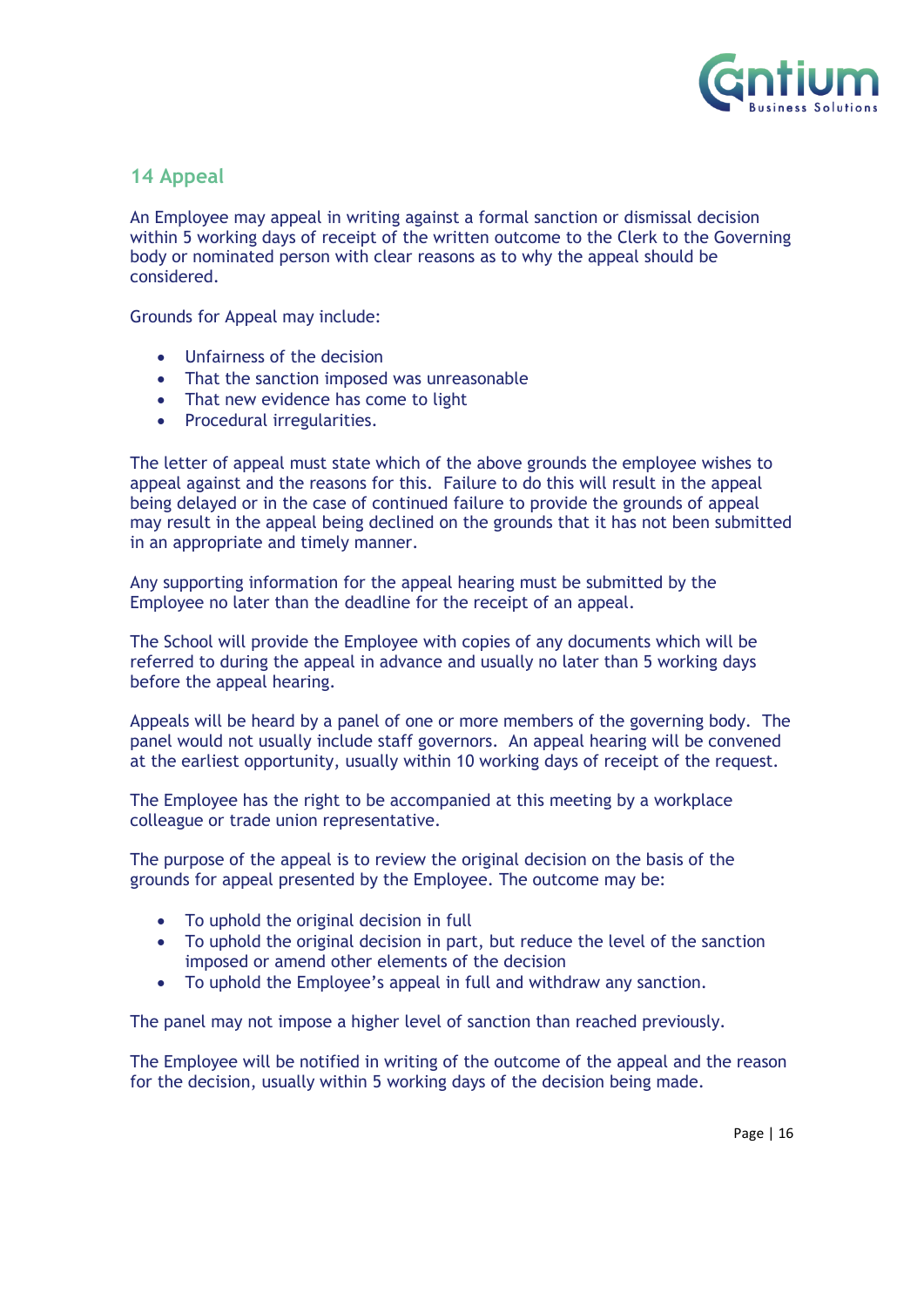## 14 Appeal

An Employee may appeal in writing against a formal sanction or dismissal decision within 5 working days of receipt of the written outcome to the Clerk to the Governing body or nominated person with clear reasons as to why the appeal should be considered.

Grounds for Appeal may include:

- Unfairness of the decision
- That the sanction imposed was unreasonable
- That new evidence has come to light
- Procedural irregularities.

The letter of appeal must state which of the above grounds the employee wishes to appeal against and the reasons for this. Failure to do this will result in the appeal being delayed or in the case of continued failure to provide the grounds of appeal may result in the appeal being declined on the grounds that it has not been submitted in an appropriate and timely manner.

Any supporting information for the appeal hearing must be submitted by the Employee no later than the deadline for the receipt of an appeal.

The School will provide the Employee with copies of any documents which will be referred to during the appeal in advance and usually no later than 5 working days before the appeal hearing.

Appeals will be heard by a panel of one or more members of the governing body. The panel would not usually include staff governors. An appeal hearing will be convened at the earliest opportunity, usually within 10 working days of receipt of the request.

The Employee has the right to be accompanied at this meeting by a workplace colleague or trade union representative.

The purpose of the appeal is to review the original decision on the basis of the grounds for appeal presented by the Employee. The outcome may be:

- To uphold the original decision in full
- To uphold the original decision in part, but reduce the level of the sanction imposed or amend other elements of the decision
- To uphold the Employee's appeal in full and withdraw any sanction.

The panel may not impose a higher level of sanction than reached previously.

The Employee will be notified in writing of the outcome of the appeal and the reason for the decision, usually within 5 working days of the decision being made.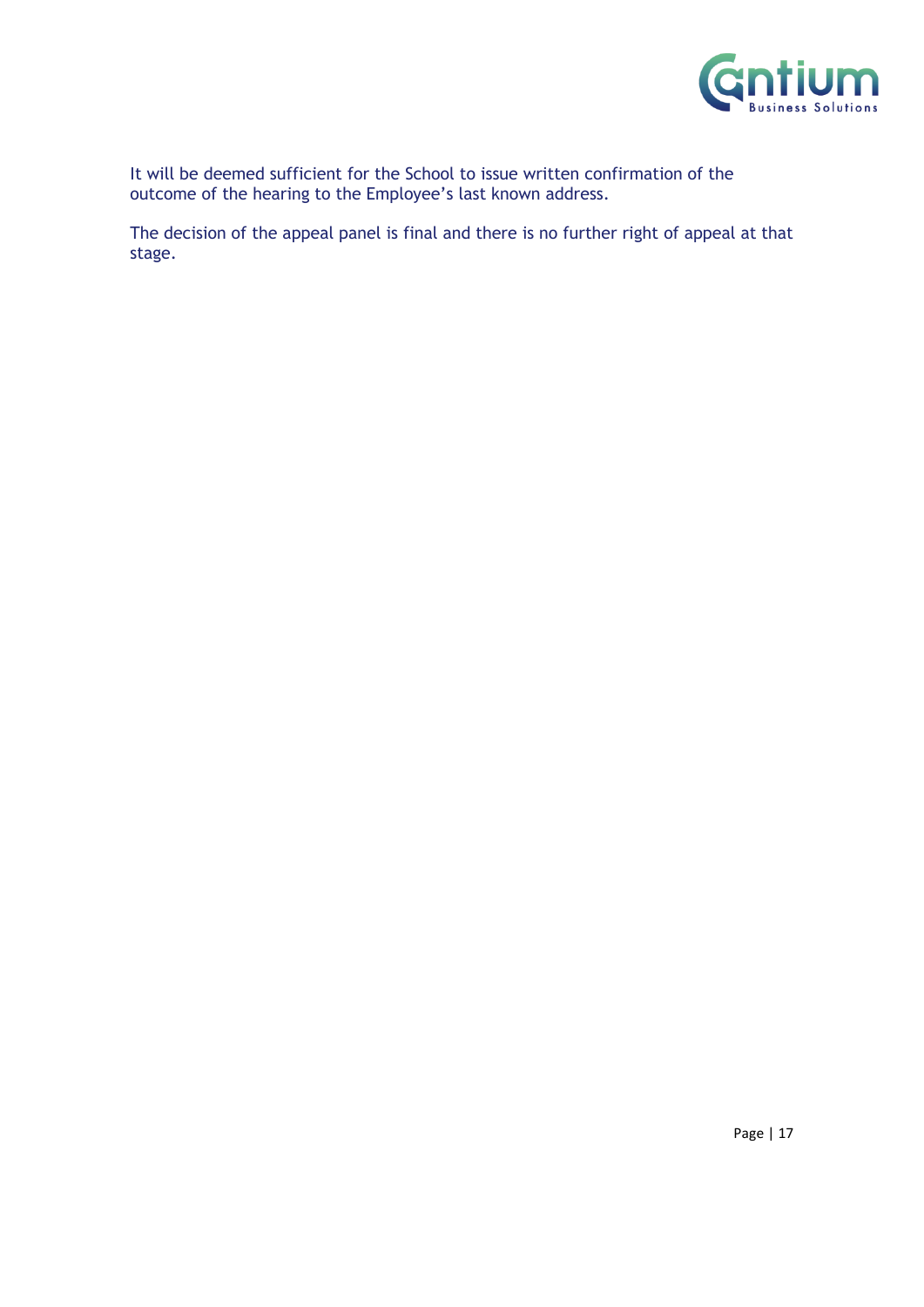It will be deemed sufficient for the School to issue written confirmation of the outcome of the hearing to the Employee's last known address.

The decision of the appeal panel is final and there is no further right of appeal at that stage.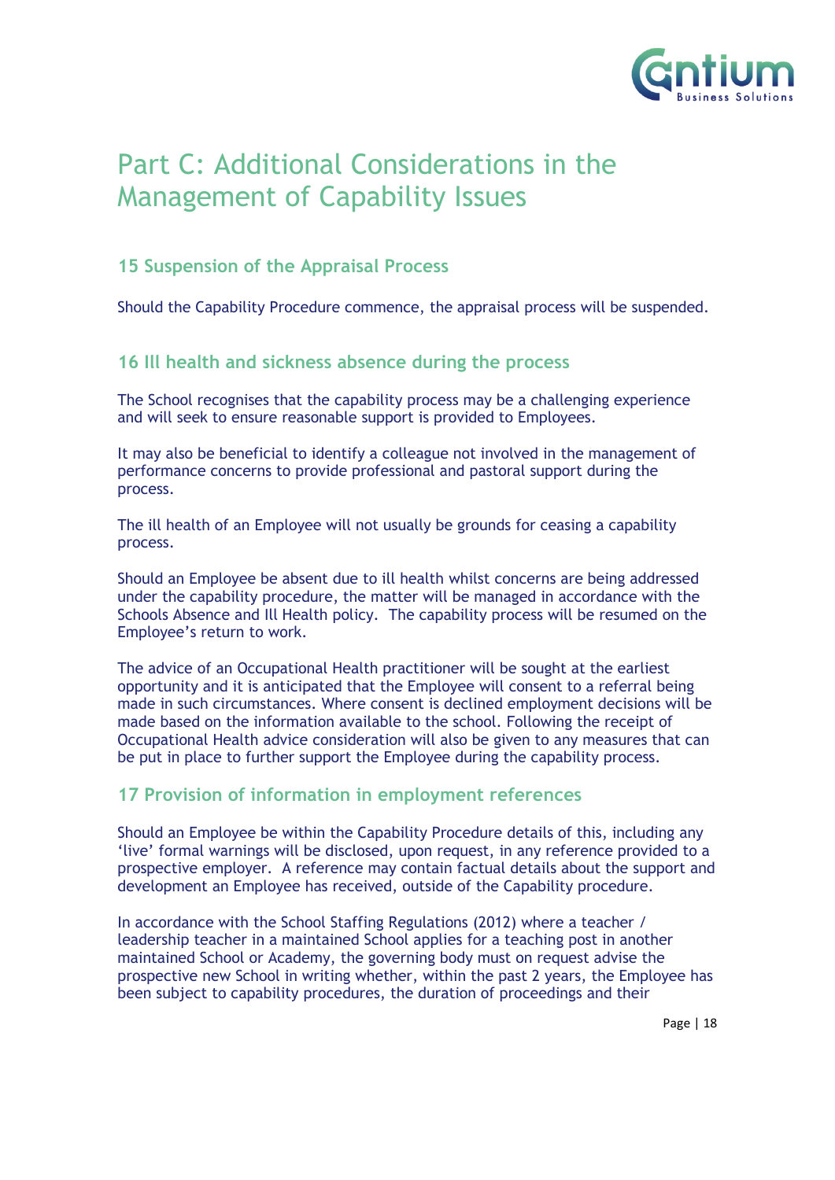# Part C: Additional Considerations in the Management of Capability Issues

## 15 Suspension of the Appraisal Process

Should the Capability Procedure commence, the appraisal process will be suspended.

## 16 Ill health and sickness absence during the process

The School recognises that the capability process may be a challenging experience and will seek to ensure reasonable support is provided to Employees.

It may also be beneficial to identify a colleague not involved in the management of performance concerns to provide professional and pastoral support during the process.

The ill health of an Employee will not usually be grounds for ceasing a capability process.

Should an Employee be absent due to ill health whilst concerns are being addressed under the capability procedure, the matter will be managed in accordance with the Schools Absence and Ill Health policy. The capability process will be resumed on the Employee's return to work.

The advice of an Occupational Health practitioner will be sought at the earliest opportunity and it is anticipated that the Employee will consent to a referral being made in such circumstances. Where consent is declined employment decisions will be made based on the information available to the school. Following the receipt of Occupational Health advice consideration will also be given to any measures that can be put in place to further support the Employee during the capability process.

## 17 Provision of information in employment references

Should an Employee be within the Capability Procedure details of this, including any 'live' formal warnings will be disclosed, upon request, in any reference provided to a prospective employer. A reference may contain factual details about the support and development an Employee has received, outside of the Capability procedure.

In accordance with the School Staffing Regulations (2012) where a teacher / leadership teacher in a maintained School applies for a teaching post in another maintained School or Academy, the governing body must on request advise the prospective new School in writing whether, within the past 2 years, the Employee has been subject to capability procedures, the duration of proceedings and their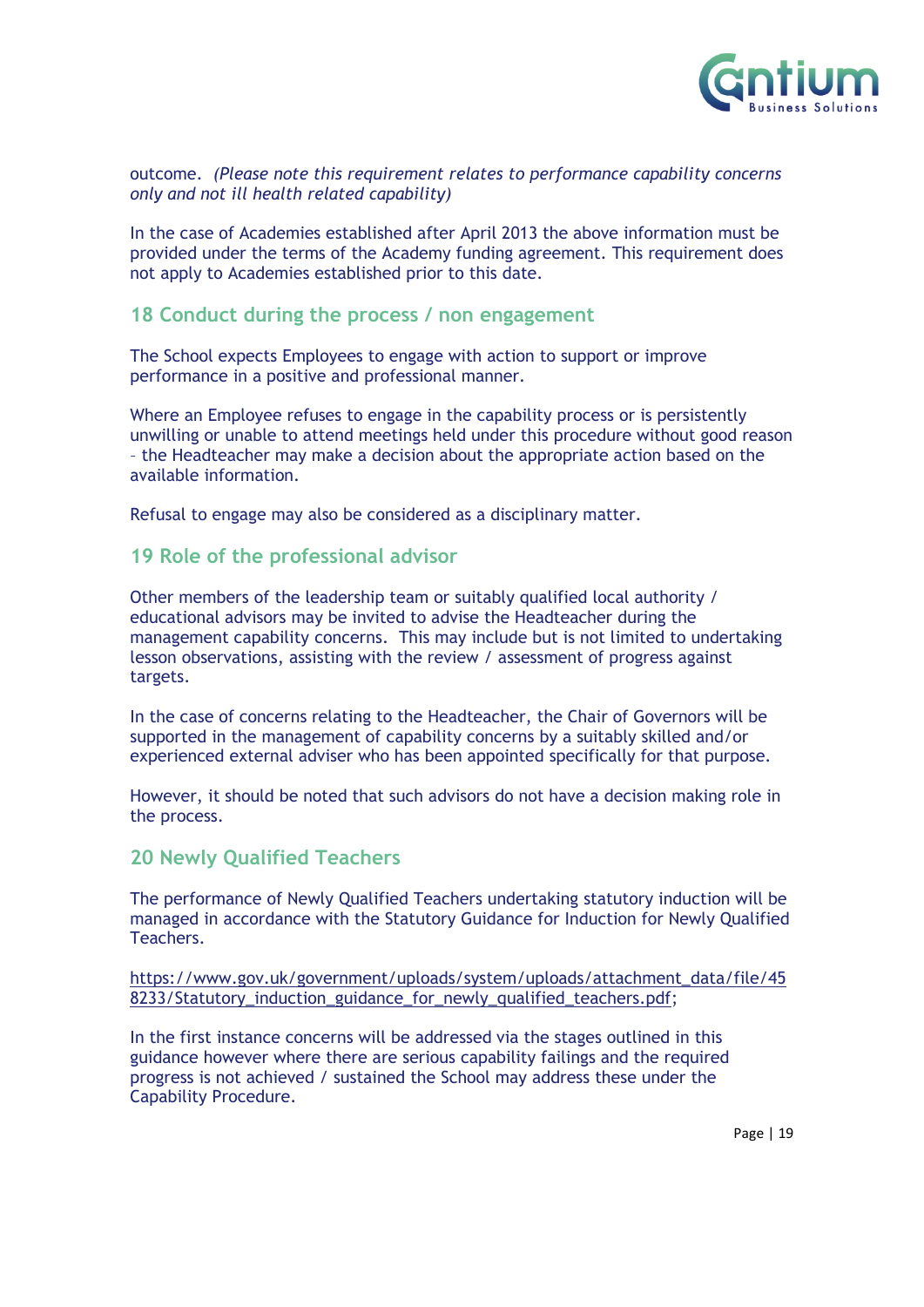outcome. *(Please note this requirement relates to performance capability concerns only and not ill health related capability)*

In the case of Academies established after April 2013 the above information must be provided under the terms of the Academy funding agreement. This requirement does not apply to Academies established prior to this date.

## 18 Conduct during the process / non engagement

The School expects Employees to engage with action to support or improve performance in a positive and professional manner.

Where an Employee refuses to engage in the capability process or is persistently unwilling or unable to attend meetings held under this procedure without good reason – the Headteacher may make a decision about the appropriate action based on the available information.

Refusal to engage may also be considered as a disciplinary matter.

## 19 Role of the professional advisor

Other members of the leadership team or suitably qualified local authority / educational advisors may be invited to advise the Headteacher during the management capability concerns. This may include but is not limited to undertaking lesson observations, assisting with the review / assessment of progress against targets.

In the case of concerns relating to the Headteacher, the Chair of Governors will be supported in the management of capability concerns by a suitably skilled and/or experienced external adviser who has been appointed specifically for that purpose.

However, it should be noted that such advisors do not have a decision making role in the process.

## 20 Newly Qualified Teachers

The performance of Newly Qualified Teachers undertaking statutory induction will be managed in accordance with the Statutory Guidance for Induction for Newly Qualified Teachers.

https://www.gov.uk/government/uploads/system/uploads/attachment_data/file/458233/Statutory_induction_guidance_for_newly_qualified_teachers.pdf;

In the first instance concerns will be addressed via the stages outlined in this guidance however where there are serious capability failings and the required progress is not achieved / sustained the School may address these under the Capability Procedure.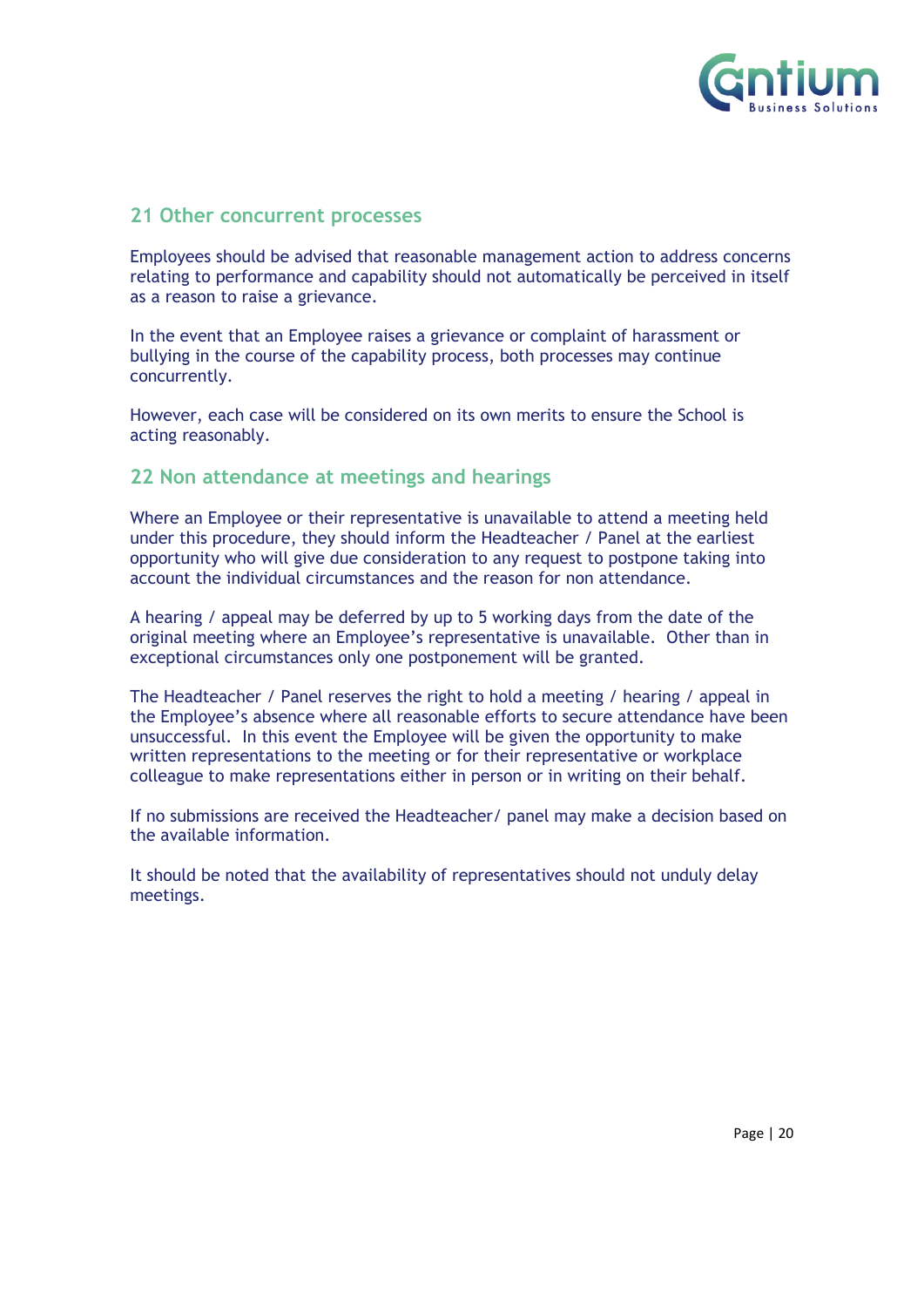## 21 Other concurrent processes

Employees should be advised that reasonable management action to address concerns relating to performance and capability should not automatically be perceived in itself as a reason to raise a grievance.

In the event that an Employee raises a grievance or complaint of harassment or bullying in the course of the capability process, both processes may continue concurrently.

However, each case will be considered on its own merits to ensure the School is acting reasonably.

## 22 Non attendance at meetings and hearings

Where an Employee or their representative is unavailable to attend a meeting held under this procedure, they should inform the Headteacher / Panel at the earliest opportunity who will give due consideration to any request to postpone taking into account the individual circumstances and the reason for non attendance.

A hearing / appeal may be deferred by up to 5 working days from the date of the original meeting where an Employee's representative is unavailable. Other than in exceptional circumstances only one postponement will be granted.

The Headteacher / Panel reserves the right to hold a meeting / hearing / appeal in the Employee's absence where all reasonable efforts to secure attendance have been unsuccessful. In this event the Employee will be given the opportunity to make written representations to the meeting or for their representative or workplace colleague to make representations either in person or in writing on their behalf.

If no submissions are received the Headteacher/ panel may make a decision based on the available information.

It should be noted that the availability of representatives should not unduly delay meetings.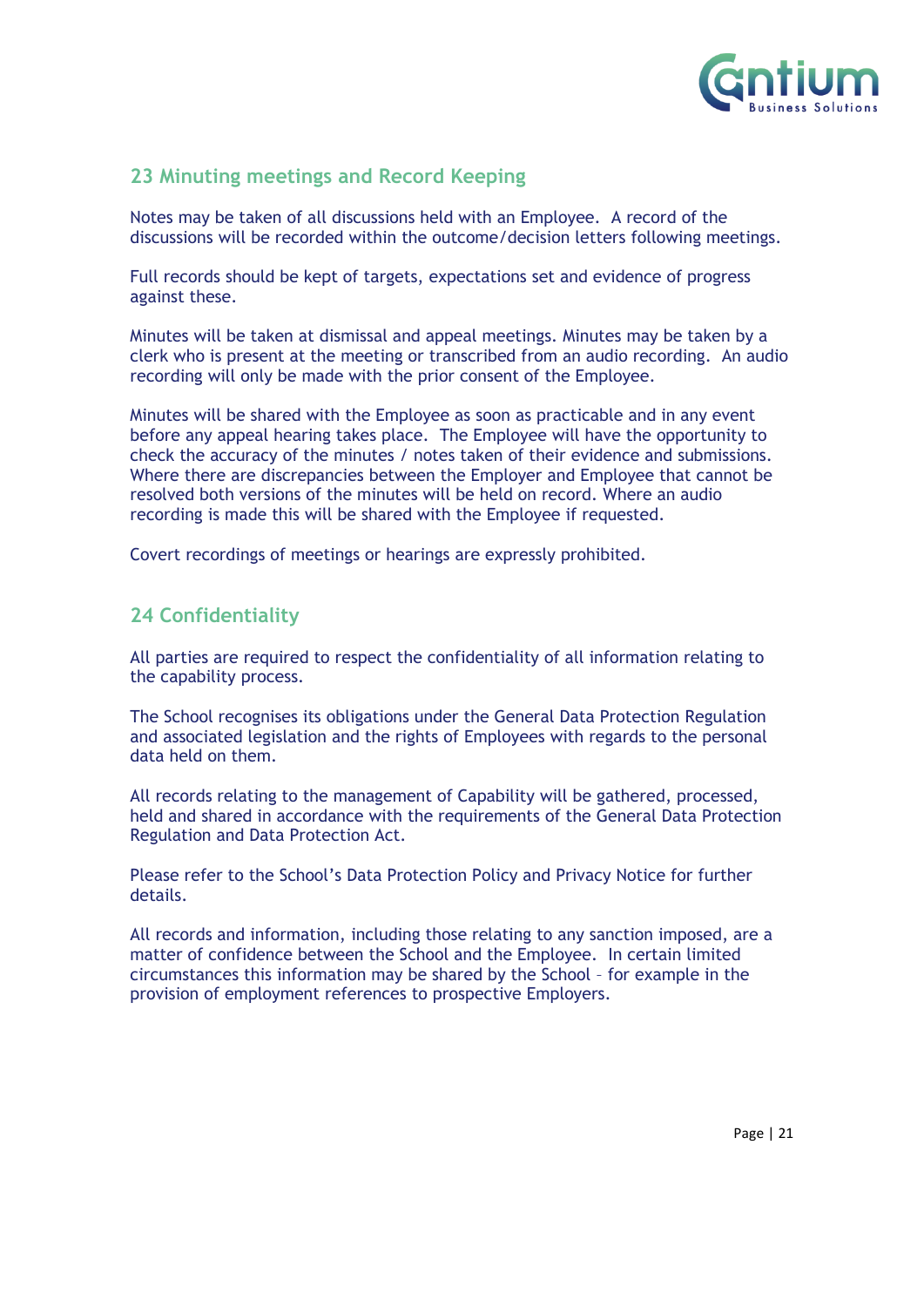## 23 Minuting meetings and Record Keeping

Notes may be taken of all discussions held with an Employee. A record of the discussions will be recorded within the outcome/decision letters following meetings.

Full records should be kept of targets, expectations set and evidence of progress against these.

Minutes will be taken at dismissal and appeal meetings. Minutes may be taken by a clerk who is present at the meeting or transcribed from an audio recording. An audio recording will only be made with the prior consent of the Employee.

Minutes will be shared with the Employee as soon as practicable and in any event before any appeal hearing takes place. The Employee will have the opportunity to check the accuracy of the minutes / notes taken of their evidence and submissions. Where there are discrepancies between the Employer and Employee that cannot be resolved both versions of the minutes will be held on record. Where an audio recording is made this will be shared with the Employee if requested.

Covert recordings of meetings or hearings are expressly prohibited.

## 24 Confidentiality

All parties are required to respect the confidentiality of all information relating to the capability process.

The School recognises its obligations under the General Data Protection Regulation and associated legislation and the rights of Employees with regards to the personal data held on them.

All records relating to the management of Capability will be gathered, processed, held and shared in accordance with the requirements of the General Data Protection Regulation and Data Protection Act.

Please refer to the School's Data Protection Policy and Privacy Notice for further details.

All records and information, including those relating to any sanction imposed, are a matter of confidence between the School and the Employee. In certain limited circumstances this information may be shared by the School – for example in the provision of employment references to prospective Employers.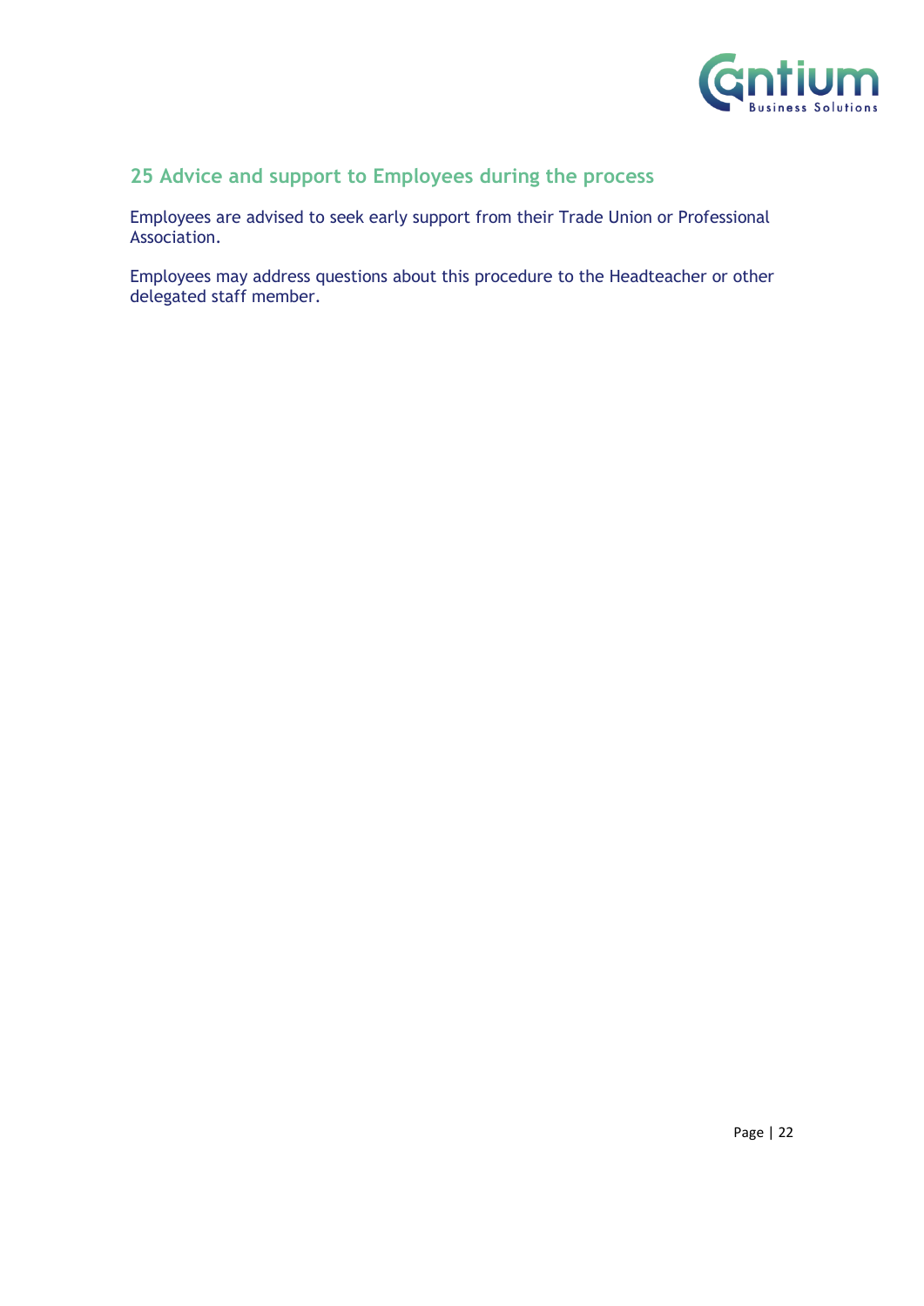## 25 Advice and support to Employees during the process

Employees are advised to seek early support from their Trade Union or Professional Association.

Employees may address questions about this procedure to the Headteacher or other delegated staff member.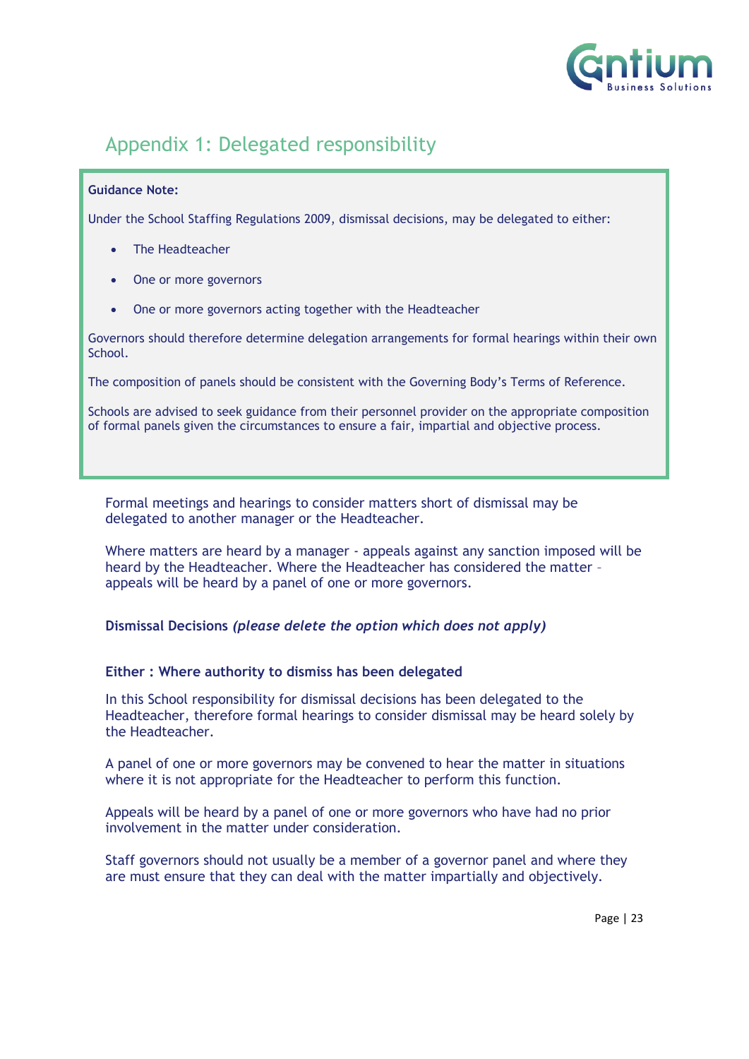## Appendix 1: Delegated responsibility

> **Guidance Note:**
>
> Under the School Staffing Regulations 2009, dismissal decisions, may be delegated to either:
>
> - The Headteacher
> - One or more governors
> - One or more governors acting together with the Headteacher
>
> Governors should therefore determine delegation arrangements for formal hearings within their own School.
>
> The composition of panels should be consistent with the Governing Body's Terms of Reference.
>
> Schools are advised to seek guidance from their personnel provider on the appropriate composition of formal panels given the circumstances to ensure a fair, impartial and objective process.

Formal meetings and hearings to consider matters short of dismissal may be delegated to another manager or the Headteacher.

Where matters are heard by a manager - appeals against any sanction imposed will be heard by the Headteacher. Where the Headteacher has considered the matter – appeals will be heard by a panel of one or more governors.

**Dismissal Decisions** ***(please delete the option which does not apply)***

**Either : Where authority to dismiss has been delegated**

In this School responsibility for dismissal decisions has been delegated to the Headteacher, therefore formal hearings to consider dismissal may be heard solely by the Headteacher.

A panel of one or more governors may be convened to hear the matter in situations where it is not appropriate for the Headteacher to perform this function.

Appeals will be heard by a panel of one or more governors who have had no prior involvement in the matter under consideration.

Staff governors should not usually be a member of a governor panel and where they are must ensure that they can deal with the matter impartially and objectively.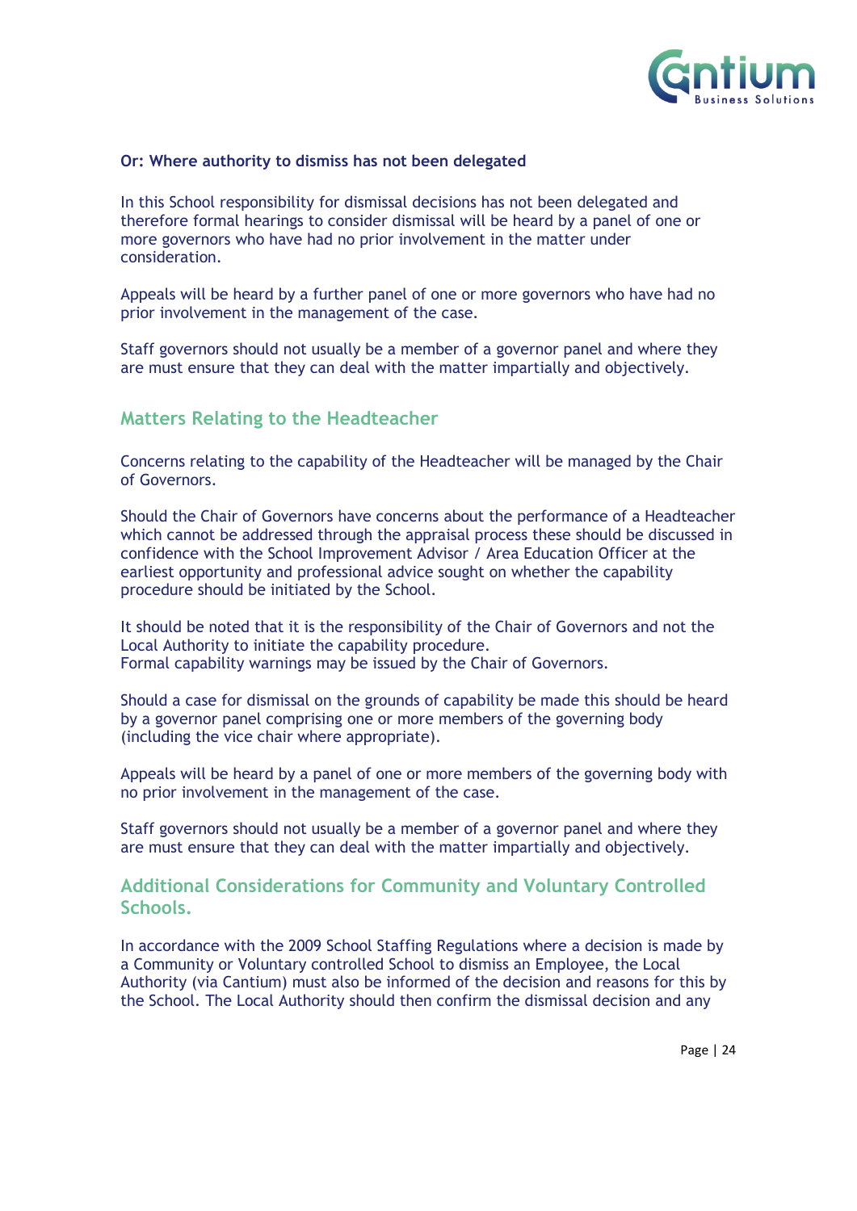**Or: Where authority to dismiss has not been delegated**

In this School responsibility for dismissal decisions has not been delegated and therefore formal hearings to consider dismissal will be heard by a panel of one or more governors who have had no prior involvement in the matter under consideration.

Appeals will be heard by a further panel of one or more governors who have had no prior involvement in the management of the case.

Staff governors should not usually be a member of a governor panel and where they are must ensure that they can deal with the matter impartially and objectively.

## Matters Relating to the Headteacher

Concerns relating to the capability of the Headteacher will be managed by the Chair of Governors.

Should the Chair of Governors have concerns about the performance of a Headteacher which cannot be addressed through the appraisal process these should be discussed in confidence with the School Improvement Advisor / Area Education Officer at the earliest opportunity and professional advice sought on whether the capability procedure should be initiated by the School.

It should be noted that it is the responsibility of the Chair of Governors and not the Local Authority to initiate the capability procedure.
Formal capability warnings may be issued by the Chair of Governors.

Should a case for dismissal on the grounds of capability be made this should be heard by a governor panel comprising one or more members of the governing body (including the vice chair where appropriate).

Appeals will be heard by a panel of one or more members of the governing body with no prior involvement in the management of the case.

Staff governors should not usually be a member of a governor panel and where they are must ensure that they can deal with the matter impartially and objectively.

## Additional Considerations for Community and Voluntary Controlled Schools.

In accordance with the 2009 School Staffing Regulations where a decision is made by a Community or Voluntary controlled School to dismiss an Employee, the Local Authority (via Cantium) must also be informed of the decision and reasons for this by the School. The Local Authority should then confirm the dismissal decision and any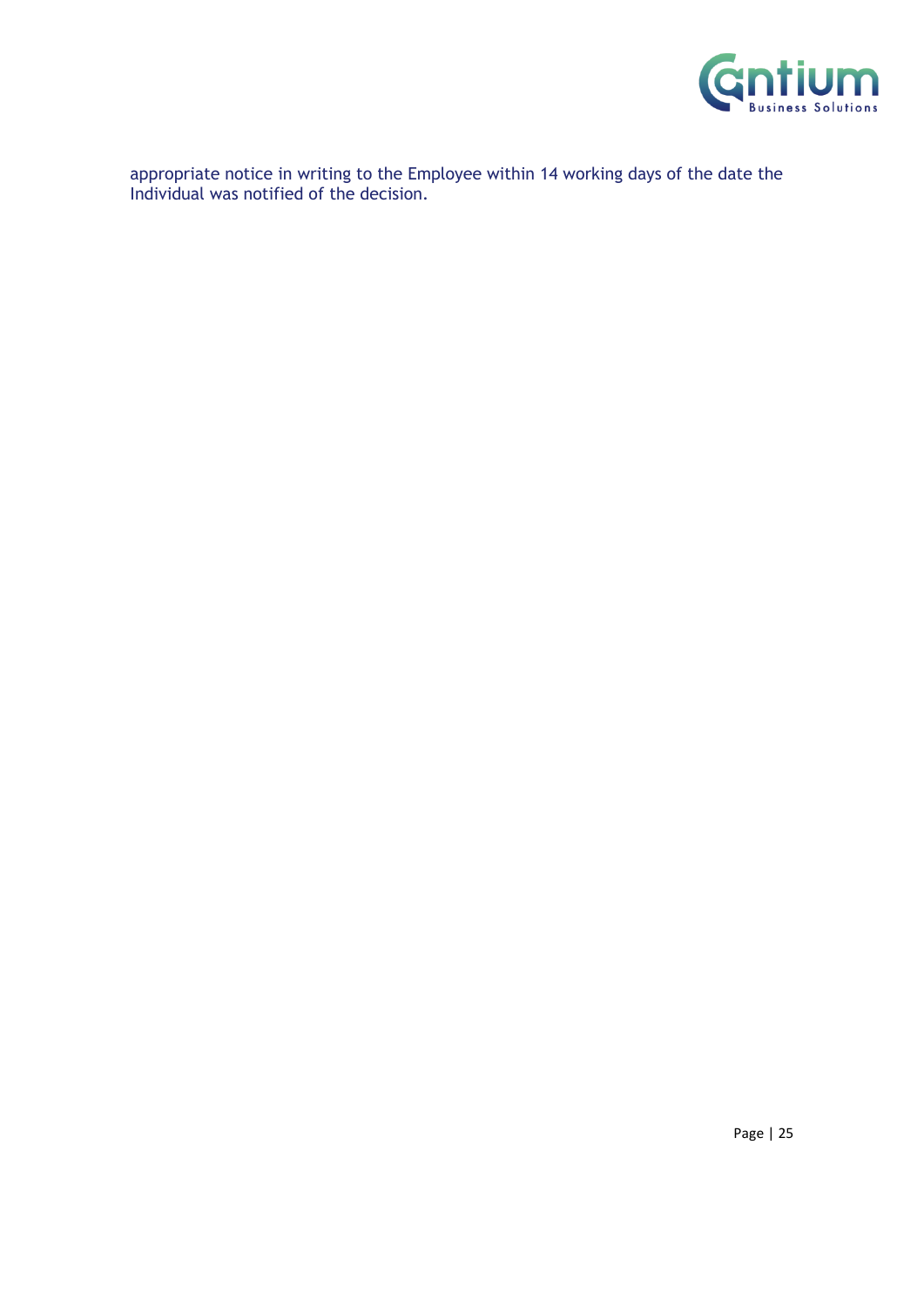appropriate notice in writing to the Employee within 14 working days of the date the Individual was notified of the decision.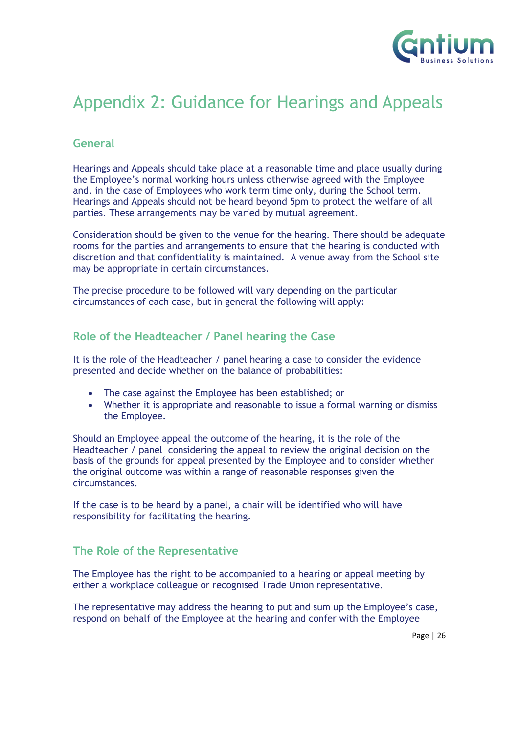# Appendix 2: Guidance for Hearings and Appeals

## General

Hearings and Appeals should take place at a reasonable time and place usually during the Employee's normal working hours unless otherwise agreed with the Employee and, in the case of Employees who work term time only, during the School term. Hearings and Appeals should not be heard beyond 5pm to protect the welfare of all parties. These arrangements may be varied by mutual agreement.

Consideration should be given to the venue for the hearing. There should be adequate rooms for the parties and arrangements to ensure that the hearing is conducted with discretion and that confidentiality is maintained. A venue away from the School site may be appropriate in certain circumstances.

The precise procedure to be followed will vary depending on the particular circumstances of each case, but in general the following will apply:

## Role of the Headteacher / Panel hearing the Case

It is the role of the Headteacher / panel hearing a case to consider the evidence presented and decide whether on the balance of probabilities:

- The case against the Employee has been established; or
- Whether it is appropriate and reasonable to issue a formal warning or dismiss the Employee.

Should an Employee appeal the outcome of the hearing, it is the role of the Headteacher / panel considering the appeal to review the original decision on the basis of the grounds for appeal presented by the Employee and to consider whether the original outcome was within a range of reasonable responses given the circumstances.

If the case is to be heard by a panel, a chair will be identified who will have responsibility for facilitating the hearing.

## The Role of the Representative

The Employee has the right to be accompanied to a hearing or appeal meeting by either a workplace colleague or recognised Trade Union representative.

The representative may address the hearing to put and sum up the Employee's case, respond on behalf of the Employee at the hearing and confer with the Employee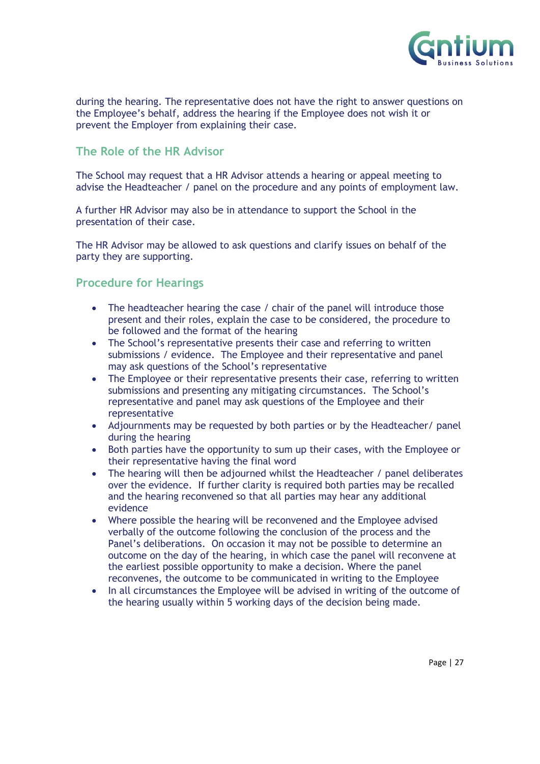during the hearing. The representative does not have the right to answer questions on the Employee's behalf, address the hearing if the Employee does not wish it or prevent the Employer from explaining their case.

## The Role of the HR Advisor

The School may request that a HR Advisor attends a hearing or appeal meeting to advise the Headteacher / panel on the procedure and any points of employment law.

A further HR Advisor may also be in attendance to support the School in the presentation of their case.

The HR Advisor may be allowed to ask questions and clarify issues on behalf of the party they are supporting.

## Procedure for Hearings

- The headteacher hearing the case / chair of the panel will introduce those present and their roles, explain the case to be considered, the procedure to be followed and the format of the hearing
- The School's representative presents their case and referring to written submissions / evidence. The Employee and their representative and panel may ask questions of the School's representative
- The Employee or their representative presents their case, referring to written submissions and presenting any mitigating circumstances. The School's representative and panel may ask questions of the Employee and their representative
- Adjournments may be requested by both parties or by the Headteacher/ panel during the hearing
- Both parties have the opportunity to sum up their cases, with the Employee or their representative having the final word
- The hearing will then be adjourned whilst the Headteacher / panel deliberates over the evidence. If further clarity is required both parties may be recalled and the hearing reconvened so that all parties may hear any additional evidence
- Where possible the hearing will be reconvened and the Employee advised verbally of the outcome following the conclusion of the process and the Panel's deliberations. On occasion it may not be possible to determine an outcome on the day of the hearing, in which case the panel will reconvene at the earliest possible opportunity to make a decision. Where the panel reconvenes, the outcome to be communicated in writing to the Employee
- In all circumstances the Employee will be advised in writing of the outcome of the hearing usually within 5 working days of the decision being made.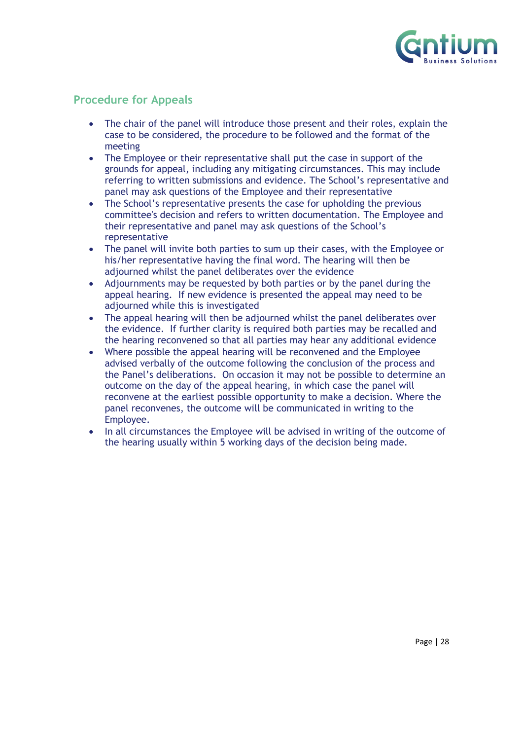## Procedure for Appeals

- The chair of the panel will introduce those present and their roles, explain the case to be considered, the procedure to be followed and the format of the meeting
- The Employee or their representative shall put the case in support of the grounds for appeal, including any mitigating circumstances. This may include referring to written submissions and evidence. The School's representative and panel may ask questions of the Employee and their representative
- The School's representative presents the case for upholding the previous committee's decision and refers to written documentation. The Employee and their representative and panel may ask questions of the School's representative
- The panel will invite both parties to sum up their cases, with the Employee or his/her representative having the final word. The hearing will then be adjourned whilst the panel deliberates over the evidence
- Adjournments may be requested by both parties or by the panel during the appeal hearing. If new evidence is presented the appeal may need to be adjourned while this is investigated
- The appeal hearing will then be adjourned whilst the panel deliberates over the evidence. If further clarity is required both parties may be recalled and the hearing reconvened so that all parties may hear any additional evidence
- Where possible the appeal hearing will be reconvened and the Employee advised verbally of the outcome following the conclusion of the process and the Panel's deliberations. On occasion it may not be possible to determine an outcome on the day of the appeal hearing, in which case the panel will reconvene at the earliest possible opportunity to make a decision. Where the panel reconvenes, the outcome will be communicated in writing to the Employee.
- In all circumstances the Employee will be advised in writing of the outcome of the hearing usually within 5 working days of the decision being made.